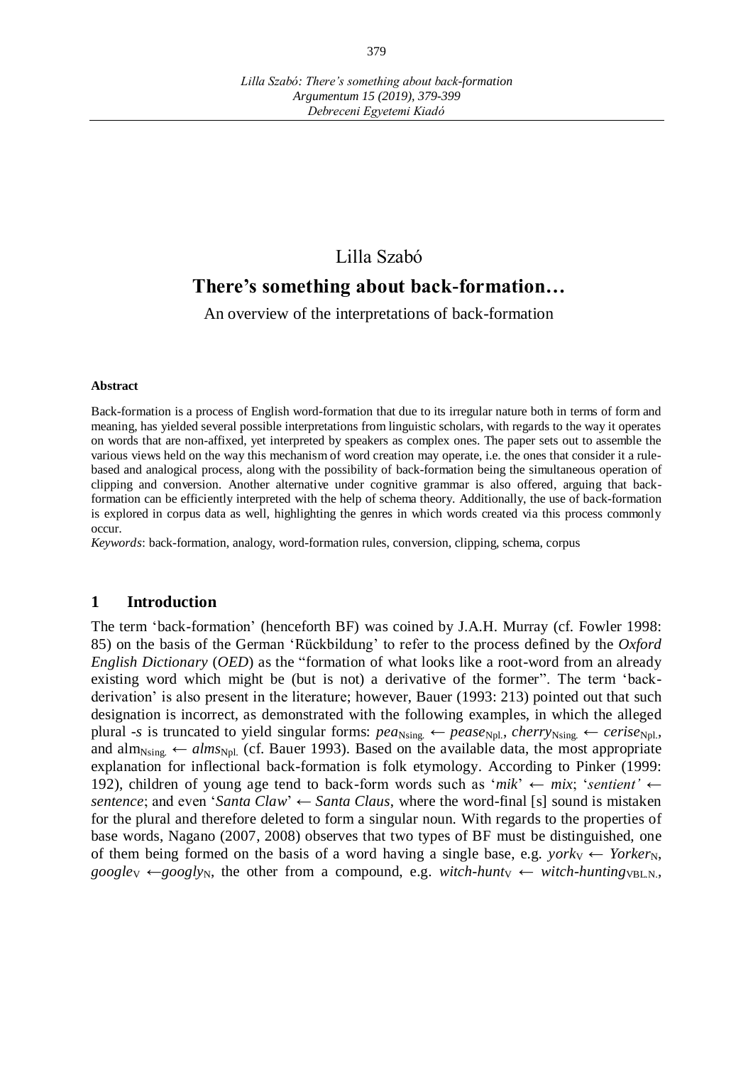# Lilla Szabó

## There's something about back-formation…

An overview of the interpretations of back-formation

**Abstract**

Back-formation is a process of English word-formation that due to its irregular nature both in terms of form and meaning, has yielded several possible interpretations from linguistic scholars, with regards to the way it operates on words that are non-affixed, yet interpreted by speakers as complex ones. The paper sets out to assemble the various views held on the way this mechanism of word creation may operate, i.e. the ones that consider it a rule-based and analogical process, along with the possibility of back-formation being the simultaneous operation of clipping and conversion. Another alternative under cognitive grammar is also offered, arguing that back-formation can be efficiently interpreted with the help of schema theory. Additionally, the use of back-formation is explored in corpus data as well, highlighting the genres in which words created via this process commonly occur.

*Keywords*: back-formation, analogy, word-formation rules, conversion, clipping, schema, corpus

## 1 Introduction

The term 'back-formation' (henceforth BF) was coined by J.A.H. Murray (cf. Fowler 1998: 85) on the basis of the German 'Rückbildung' to refer to the process defined by the *Oxford English Dictionary* (*OED*) as the "formation of what looks like a root-word from an already existing word which might be (but is not) a derivative of the former". The term 'back-derivation' is also present in the literature; however, Bauer (1993: 213) pointed out that such designation is incorrect, as demonstrated with the following examples, in which the alleged plural *-s* is truncated to yield singular forms: *pea*$_{\text{Nsing.}}$ ← *pease*$_{\text{Npl.}}$, *cherry*$_{\text{Nsing.}}$ ← *cerise*$_{\text{Npl.}}$, and alm$_{\text{Nsing.}}$ ← *alms*$_{\text{Npl.}}$ (cf. Bauer 1993). Based on the available data, the most appropriate explanation for inflectional back-formation is folk etymology. According to Pinker (1999: 192), children of young age tend to back-form words such as '*mik*' ← *mix*; '*sentient'* ← *sentence*; and even '*Santa Claw*' ← *Santa Claus*, where the word-final [s] sound is mistaken for the plural and therefore deleted to form a singular noun. With regards to the properties of base words, Nagano (2007, 2008) observes that two types of BF must be distinguished, one of them being formed on the basis of a word having a single base, e.g. *york*$_{\text{V}}$ ← *Yorker*$_{\text{N}}$, *google*$_{\text{V}}$ ←*googly*$_{\text{N}}$, the other from a compound, e.g. *witch-hunt*$_{\text{V}}$ ← *witch-hunting*$_{\text{VBL.N.}}$,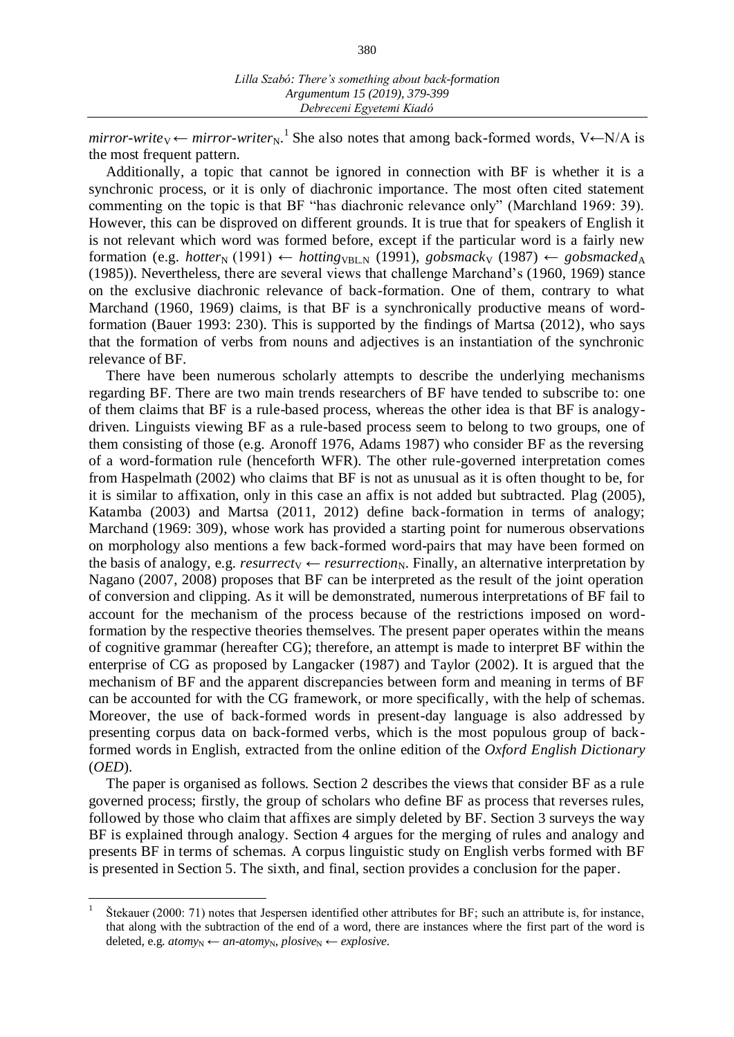*mirror-write*$_V$ ← *mirror-writer*$_N$.[1] She also notes that among back-formed words, V←N/A is the most frequent pattern.

Additionally, a topic that cannot be ignored in connection with BF is whether it is a synchronic process, or it is only of diachronic importance. The most often cited statement commenting on the topic is that BF "has diachronic relevance only" (Marchland 1969: 39). However, this can be disproved on different grounds. It is true that for speakers of English it is not relevant which word was formed before, except if the particular word is a fairly new formation (e.g. *hotter*$_N$ (1991) ← *hotting*$_{VBL.N}$ (1991), *gobsmack*$_V$ (1987) ← *gobsmacked*$_A$ (1985)). Nevertheless, there are several views that challenge Marchand's (1960, 1969) stance on the exclusive diachronic relevance of back-formation. One of them, contrary to what Marchand (1960, 1969) claims, is that BF is a synchronically productive means of word-formation (Bauer 1993: 230). This is supported by the findings of Martsa (2012), who says that the formation of verbs from nouns and adjectives is an instantiation of the synchronic relevance of BF.

There have been numerous scholarly attempts to describe the underlying mechanisms regarding BF. There are two main trends researchers of BF have tended to subscribe to: one of them claims that BF is a rule-based process, whereas the other idea is that BF is analogy-driven. Linguists viewing BF as a rule-based process seem to belong to two groups, one of them consisting of those (e.g. Aronoff 1976, Adams 1987) who consider BF as the reversing of a word-formation rule (henceforth WFR). The other rule-governed interpretation comes from Haspelmath (2002) who claims that BF is not as unusual as it is often thought to be, for it is similar to affixation, only in this case an affix is not added but subtracted. Plag (2005), Katamba (2003) and Martsa (2011, 2012) define back-formation in terms of analogy; Marchand (1969: 309), whose work has provided a starting point for numerous observations on morphology also mentions a few back-formed word-pairs that may have been formed on the basis of analogy, e.g. *resurrect*$_V$ ← *resurrection*$_N$. Finally, an alternative interpretation by Nagano (2007, 2008) proposes that BF can be interpreted as the result of the joint operation of conversion and clipping. As it will be demonstrated, numerous interpretations of BF fail to account for the mechanism of the process because of the restrictions imposed on word-formation by the respective theories themselves. The present paper operates within the means of cognitive grammar (hereafter CG); therefore, an attempt is made to interpret BF within the enterprise of CG as proposed by Langacker (1987) and Taylor (2002). It is argued that the mechanism of BF and the apparent discrepancies between form and meaning in terms of BF can be accounted for with the CG framework, or more specifically, with the help of schemas. Moreover, the use of back-formed words in present-day language is also addressed by presenting corpus data on back-formed verbs, which is the most populous group of back-formed words in English, extracted from the online edition of the *Oxford English Dictionary* (*OED*).

The paper is organised as follows. Section 2 describes the views that consider BF as a rule governed process; firstly, the group of scholars who define BF as process that reverses rules, followed by those who claim that affixes are simply deleted by BF. Section 3 surveys the way BF is explained through analogy. Section 4 argues for the merging of rules and analogy and presents BF in terms of schemas. A corpus linguistic study on English verbs formed with BF is presented in Section 5. The sixth, and final, section provides a conclusion for the paper.

[1] Štekauer (2000: 71) notes that Jespersen identified other attributes for BF; such an attribute is, for instance, that along with the subtraction of the end of a word, there are instances where the first part of the word is deleted, e.g. *atomy*$_N$ ← *an-atomy*$_N$, *plosive*$_N$ ← *explosive*.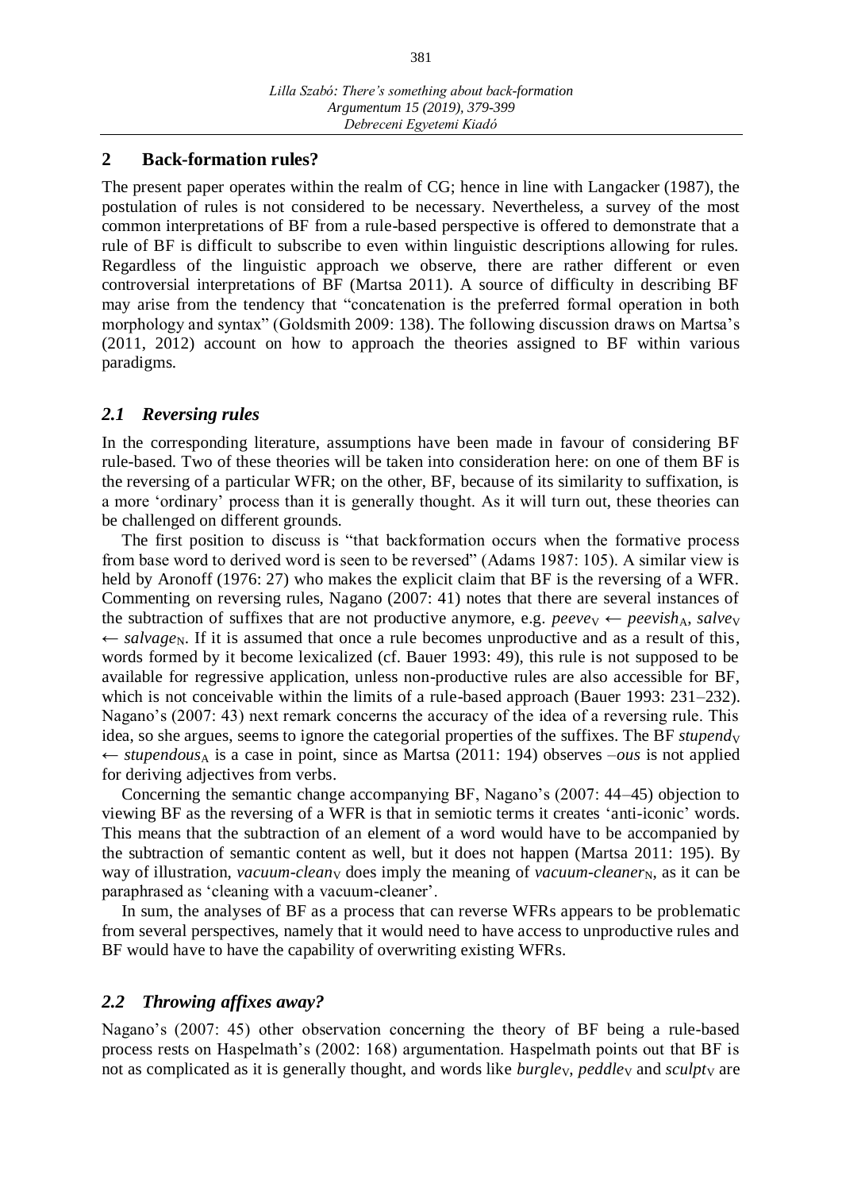## 2 Back-formation rules?

The present paper operates within the realm of CG; hence in line with Langacker (1987), the postulation of rules is not considered to be necessary. Nevertheless, a survey of the most common interpretations of BF from a rule-based perspective is offered to demonstrate that a rule of BF is difficult to subscribe to even within linguistic descriptions allowing for rules. Regardless of the linguistic approach we observe, there are rather different or even controversial interpretations of BF (Martsa 2011). A source of difficulty in describing BF may arise from the tendency that "concatenation is the preferred formal operation in both morphology and syntax" (Goldsmith 2009: 138). The following discussion draws on Martsa's (2011, 2012) account on how to approach the theories assigned to BF within various paradigms.

### *2.1 Reversing rules*

In the corresponding literature, assumptions have been made in favour of considering BF rule-based. Two of these theories will be taken into consideration here: on one of them BF is the reversing of a particular WFR; on the other, BF, because of its similarity to suffixation, is a more 'ordinary' process than it is generally thought. As it will turn out, these theories can be challenged on different grounds.

The first position to discuss is "that backformation occurs when the formative process from base word to derived word is seen to be reversed" (Adams 1987: 105). A similar view is held by Aronoff (1976: 27) who makes the explicit claim that BF is the reversing of a WFR. Commenting on reversing rules, Nagano (2007: 41) notes that there are several instances of the subtraction of suffixes that are not productive anymore, e.g. *peeve*$_V$ ← *peevish*$_A$, *salve*$_V$ ← *salvage*$_N$. If it is assumed that once a rule becomes unproductive and as a result of this, words formed by it become lexicalized (cf. Bauer 1993: 49), this rule is not supposed to be available for regressive application, unless non-productive rules are also accessible for BF, which is not conceivable within the limits of a rule-based approach (Bauer 1993: 231–232). Nagano's (2007: 43) next remark concerns the accuracy of the idea of a reversing rule. This idea, so she argues, seems to ignore the categorial properties of the suffixes. The BF *stupend*$_V$ ← *stupendous*$_A$ is a case in point, since as Martsa (2011: 194) observes *–ous* is not applied for deriving adjectives from verbs.

Concerning the semantic change accompanying BF, Nagano's (2007: 44–45) objection to viewing BF as the reversing of a WFR is that in semiotic terms it creates 'anti-iconic' words. This means that the subtraction of an element of a word would have to be accompanied by the subtraction of semantic content as well, but it does not happen (Martsa 2011: 195). By way of illustration, *vacuum-clean*$_V$ does imply the meaning of *vacuum-cleaner*$_N$, as it can be paraphrased as 'cleaning with a vacuum-cleaner'.

In sum, the analyses of BF as a process that can reverse WFRs appears to be problematic from several perspectives, namely that it would need to have access to unproductive rules and BF would have to have the capability of overwriting existing WFRs.

### *2.2 Throwing affixes away?*

Nagano's (2007: 45) other observation concerning the theory of BF being a rule-based process rests on Haspelmath's (2002: 168) argumentation. Haspelmath points out that BF is not as complicated as it is generally thought, and words like *burgle*$_V$, *peddle*$_V$ and *sculpt*$_V$ are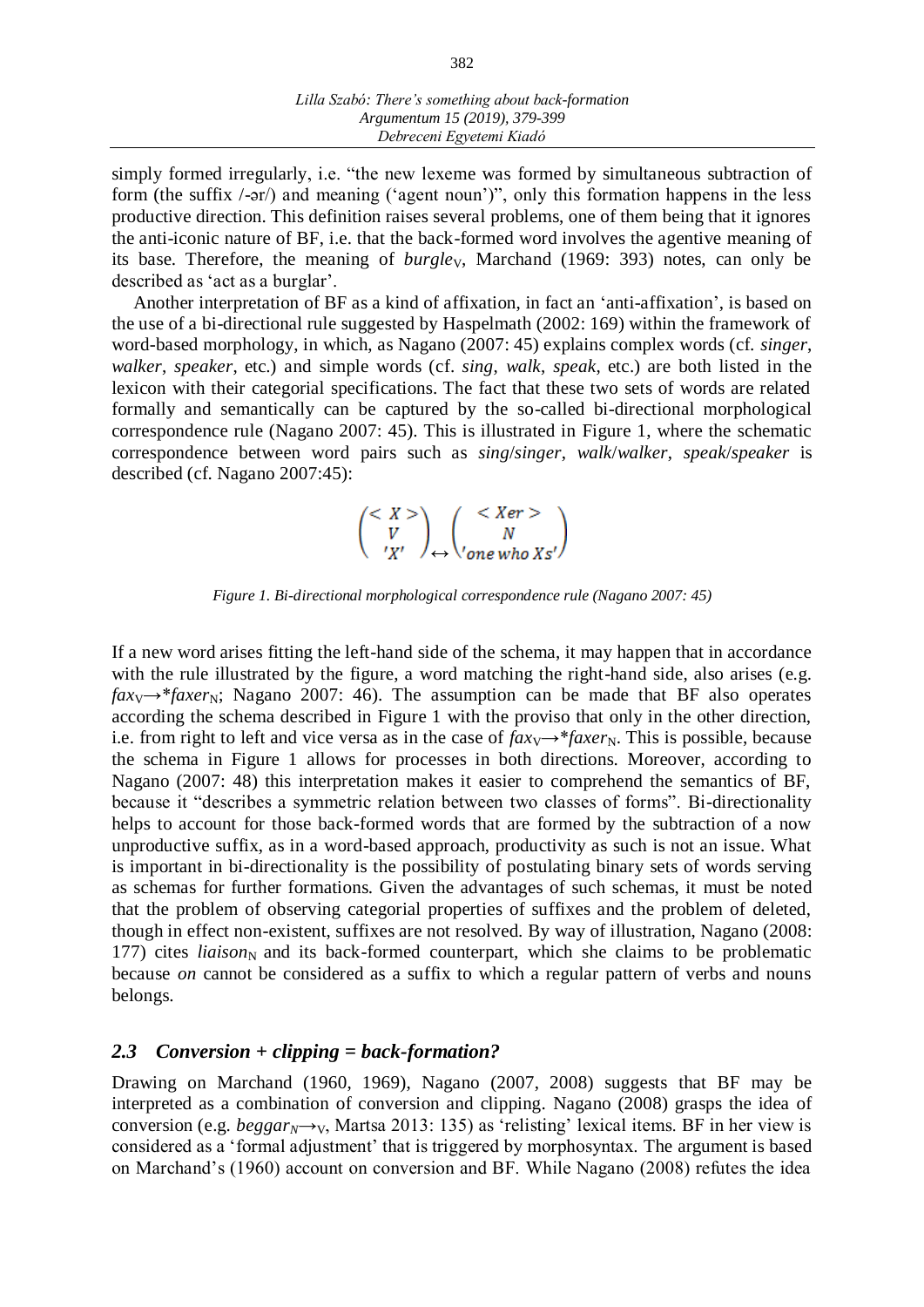simply formed irregularly, i.e. "the new lexeme was formed by simultaneous subtraction of form (the suffix /-ər/) and meaning ('agent noun')", only this formation happens in the less productive direction. This definition raises several problems, one of them being that it ignores the anti-iconic nature of BF, i.e. that the back-formed word involves the agentive meaning of its base. Therefore, the meaning of *burgle*$_V$, Marchand (1969: 393) notes, can only be described as 'act as a burglar'.

Another interpretation of BF as a kind of affixation, in fact an 'anti-affixation', is based on the use of a bi-directional rule suggested by Haspelmath (2002: 169) within the framework of word-based morphology, in which, as Nagano (2007: 45) explains complex words (cf. *singer*, *walker*, *speaker*, etc.) and simple words (cf. *sing*, *walk*, *speak*, etc.) are both listed in the lexicon with their categorial specifications. The fact that these two sets of words are related formally and semantically can be captured by the so-called bi-directional morphological correspondence rule (Nagano 2007: 45). This is illustrated in Figure 1, where the schematic correspondence between word pairs such as *sing*/*singer*, *walk*/*walker*, *speak*/*speaker* is described (cf. Nagano 2007:45):

$$\begin{pmatrix} < X > \\ V \\ 'X' \end{pmatrix} \leftrightarrow \begin{pmatrix} < Xer > \\ N \\ 'one\ who\ Xs' \end{pmatrix}$$

*Figure 1. Bi-directional morphological correspondence rule (Nagano 2007: 45)*

If a new word arises fitting the left-hand side of the schema, it may happen that in accordance with the rule illustrated by the figure, a word matching the right-hand side, also arises (e.g. *fax*$_V$→\**faxer*$_N$; Nagano 2007: 46). The assumption can be made that BF also operates according the schema described in Figure 1 with the proviso that only in the other direction, i.e. from right to left and vice versa as in the case of *fax*$_V$→\**faxer*$_N$. This is possible, because the schema in Figure 1 allows for processes in both directions. Moreover, according to Nagano (2007: 48) this interpretation makes it easier to comprehend the semantics of BF, because it "describes a symmetric relation between two classes of forms". Bi-directionality helps to account for those back-formed words that are formed by the subtraction of a now unproductive suffix, as in a word-based approach, productivity as such is not an issue. What is important in bi-directionality is the possibility of postulating binary sets of words serving as schemas for further formations. Given the advantages of such schemas, it must be noted that the problem of observing categorial properties of suffixes and the problem of deleted, though in effect non-existent, suffixes are not resolved. By way of illustration, Nagano (2008: 177) cites *liaison*$_N$ and its back-formed counterpart, which she claims to be problematic because *on* cannot be considered as a suffix to which a regular pattern of verbs and nouns belongs.

### *2.3 Conversion + clipping = back-formation?*

Drawing on Marchand (1960, 1969), Nagano (2007, 2008) suggests that BF may be interpreted as a combination of conversion and clipping. Nagano (2008) grasps the idea of conversion (e.g. *beggar*$_N$→$_V$, Martsa 2013: 135) as 'relisting' lexical items. BF in her view is considered as a 'formal adjustment' that is triggered by morphosyntax. The argument is based on Marchand's (1960) account on conversion and BF. While Nagano (2008) refutes the idea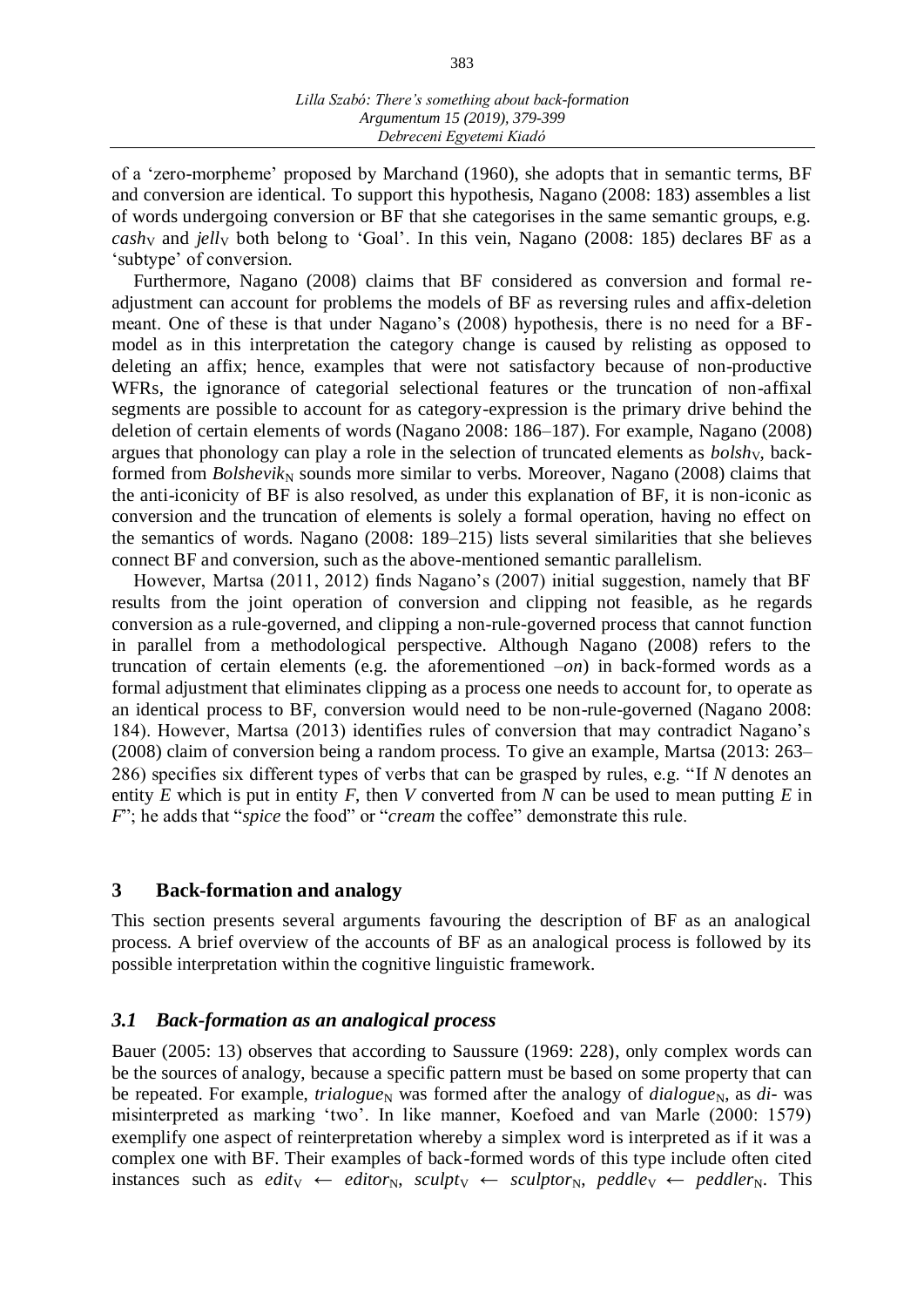of a 'zero-morpheme' proposed by Marchand (1960), she adopts that in semantic terms, BF and conversion are identical. To support this hypothesis, Nagano (2008: 183) assembles a list of words undergoing conversion or BF that she categorises in the same semantic groups, e.g. *cash*$_V$ and *jell*$_V$ both belong to 'Goal'. In this vein, Nagano (2008: 185) declares BF as a 'subtype' of conversion.

Furthermore, Nagano (2008) claims that BF considered as conversion and formal re-adjustment can account for problems the models of BF as reversing rules and affix-deletion meant. One of these is that under Nagano's (2008) hypothesis, there is no need for a BF-model as in this interpretation the category change is caused by relisting as opposed to deleting an affix; hence, examples that were not satisfactory because of non-productive WFRs, the ignorance of categorial selectional features or the truncation of non-affixal segments are possible to account for as category-expression is the primary drive behind the deletion of certain elements of words (Nagano 2008: 186–187). For example, Nagano (2008) argues that phonology can play a role in the selection of truncated elements as *bolsh*$_V$, back-formed from *Bolshevik*$_N$ sounds more similar to verbs. Moreover, Nagano (2008) claims that the anti-iconicity of BF is also resolved, as under this explanation of BF, it is non-iconic as conversion and the truncation of elements is solely a formal operation, having no effect on the semantics of words. Nagano (2008: 189–215) lists several similarities that she believes connect BF and conversion, such as the above-mentioned semantic parallelism.

However, Martsa (2011, 2012) finds Nagano's (2007) initial suggestion, namely that BF results from the joint operation of conversion and clipping not feasible, as he regards conversion as a rule-governed, and clipping a non-rule-governed process that cannot function in parallel from a methodological perspective. Although Nagano (2008) refers to the truncation of certain elements (e.g. the aforementioned *–on*) in back-formed words as a formal adjustment that eliminates clipping as a process one needs to account for, to operate as an identical process to BF, conversion would need to be non-rule-governed (Nagano 2008: 184). However, Martsa (2013) identifies rules of conversion that may contradict Nagano's (2008) claim of conversion being a random process. To give an example, Martsa (2013: 263–286) specifies six different types of verbs that can be grasped by rules, e.g. "If *N* denotes an entity *E* which is put in entity *F*, then *V* converted from *N* can be used to mean putting *E* in *F*"; he adds that "*spice* the food" or "*cream* the coffee" demonstrate this rule.

## 3 Back-formation and analogy

This section presents several arguments favouring the description of BF as an analogical process. A brief overview of the accounts of BF as an analogical process is followed by its possible interpretation within the cognitive linguistic framework.

### *3.1 Back-formation as an analogical process*

Bauer (2005: 13) observes that according to Saussure (1969: 228), only complex words can be the sources of analogy, because a specific pattern must be based on some property that can be repeated. For example, *trialogue*$_N$ was formed after the analogy of *dialogue*$_N$, as *di-* was misinterpreted as marking 'two'. In like manner, Koefoed and van Marle (2000: 1579) exemplify one aspect of reinterpretation whereby a simplex word is interpreted as if it was a complex one with BF. Their examples of back-formed words of this type include often cited instances such as *edit*$_V$ ← *editor*$_N$, *sculpt*$_V$ ← *sculptor*$_N$, *peddle*$_V$ ← *peddler*$_N$. This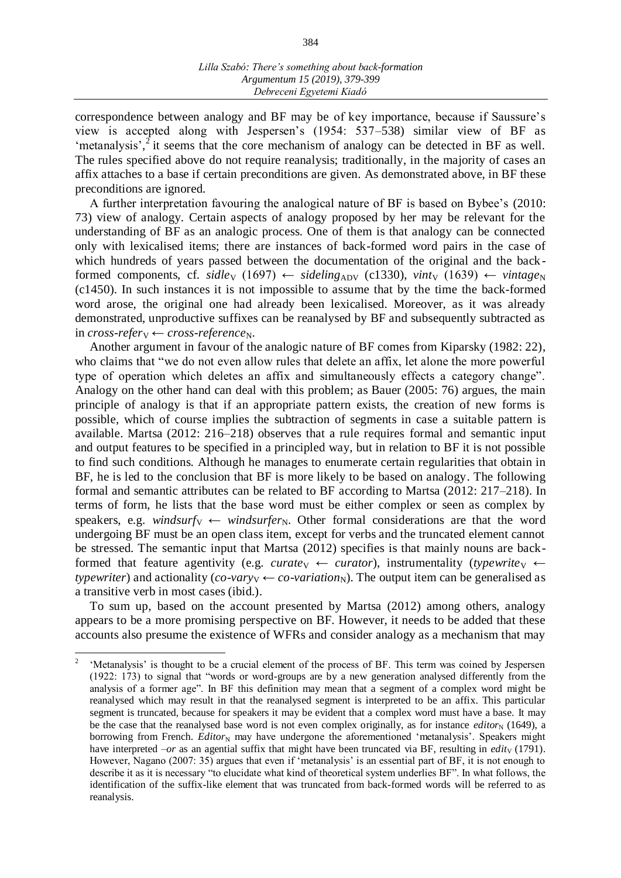correspondence between analogy and BF may be of key importance, because if Saussure's view is accepted along with Jespersen's (1954: 537–538) similar view of BF as 'metanalysis',[2] it seems that the core mechanism of analogy can be detected in BF as well. The rules specified above do not require reanalysis; traditionally, in the majority of cases an affix attaches to a base if certain preconditions are given. As demonstrated above, in BF these preconditions are ignored.

A further interpretation favouring the analogical nature of BF is based on Bybee's (2010: 73) view of analogy. Certain aspects of analogy proposed by her may be relevant for the understanding of BF as an analogic process. One of them is that analogy can be connected only with lexicalised items; there are instances of back-formed word pairs in the case of which hundreds of years passed between the documentation of the original and the back-formed components, cf. *sidle*$_{V}$ (1697) ← *sideling*$_{ADV}$ (c1330), *vint*$_{V}$ (1639) ← *vintage*$_{N}$ (c1450). In such instances it is not impossible to assume that by the time the back-formed word arose, the original one had already been lexicalised. Moreover, as it was already demonstrated, unproductive suffixes can be reanalysed by BF and subsequently subtracted as in *cross-refer*$_{V}$ ← *cross-reference*$_{N}$.

Another argument in favour of the analogic nature of BF comes from Kiparsky (1982: 22), who claims that "we do not even allow rules that delete an affix, let alone the more powerful type of operation which deletes an affix and simultaneously effects a category change". Analogy on the other hand can deal with this problem; as Bauer (2005: 76) argues, the main principle of analogy is that if an appropriate pattern exists, the creation of new forms is possible, which of course implies the subtraction of segments in case a suitable pattern is available. Martsa (2012: 216–218) observes that a rule requires formal and semantic input and output features to be specified in a principled way, but in relation to BF it is not possible to find such conditions. Although he manages to enumerate certain regularities that obtain in BF, he is led to the conclusion that BF is more likely to be based on analogy. The following formal and semantic attributes can be related to BF according to Martsa (2012: 217–218). In terms of form, he lists that the base word must be either complex or seen as complex by speakers, e.g. *windsurf*$_{V}$ ← *windsurfer*$_{N}$. Other formal considerations are that the word undergoing BF must be an open class item, except for verbs and the truncated element cannot be stressed. The semantic input that Martsa (2012) specifies is that mainly nouns are back-formed that feature agentivity (e.g. *curate*$_{V}$ ← *curator*), instrumentality (*typewrite*$_{V}$ ← *typewriter*) and actionality (*co-vary*$_{V}$ ← *co-variation*$_{N}$). The output item can be generalised as a transitive verb in most cases (ibid.).

To sum up, based on the account presented by Martsa (2012) among others, analogy appears to be a more promising perspective on BF. However, it needs to be added that these accounts also presume the existence of WFRs and consider analogy as a mechanism that may

---

[2] 'Metanalysis' is thought to be a crucial element of the process of BF. This term was coined by Jespersen (1922: 173) to signal that "words or word-groups are by a new generation analysed differently from the analysis of a former age". In BF this definition may mean that a segment of a complex word might be reanalysed which may result in that the reanalysed segment is interpreted to be an affix. This particular segment is truncated, because for speakers it may be evident that a complex word must have a base. It may be the case that the reanalysed base word is not even complex originally, as for instance *editor*$_{N}$ (1649), a borrowing from French. *Editor*$_{N}$ may have undergone the aforementioned 'metanalysis'. Speakers might have interpreted *–or* as an agential suffix that might have been truncated via BF, resulting in *edit*$_{V}$ (1791). However, Nagano (2007: 35) argues that even if 'metanalysis' is an essential part of BF, it is not enough to describe it as it is necessary "to elucidate what kind of theoretical system underlies BF". In what follows, the identification of the suffix-like element that was truncated from back-formed words will be referred to as reanalysis.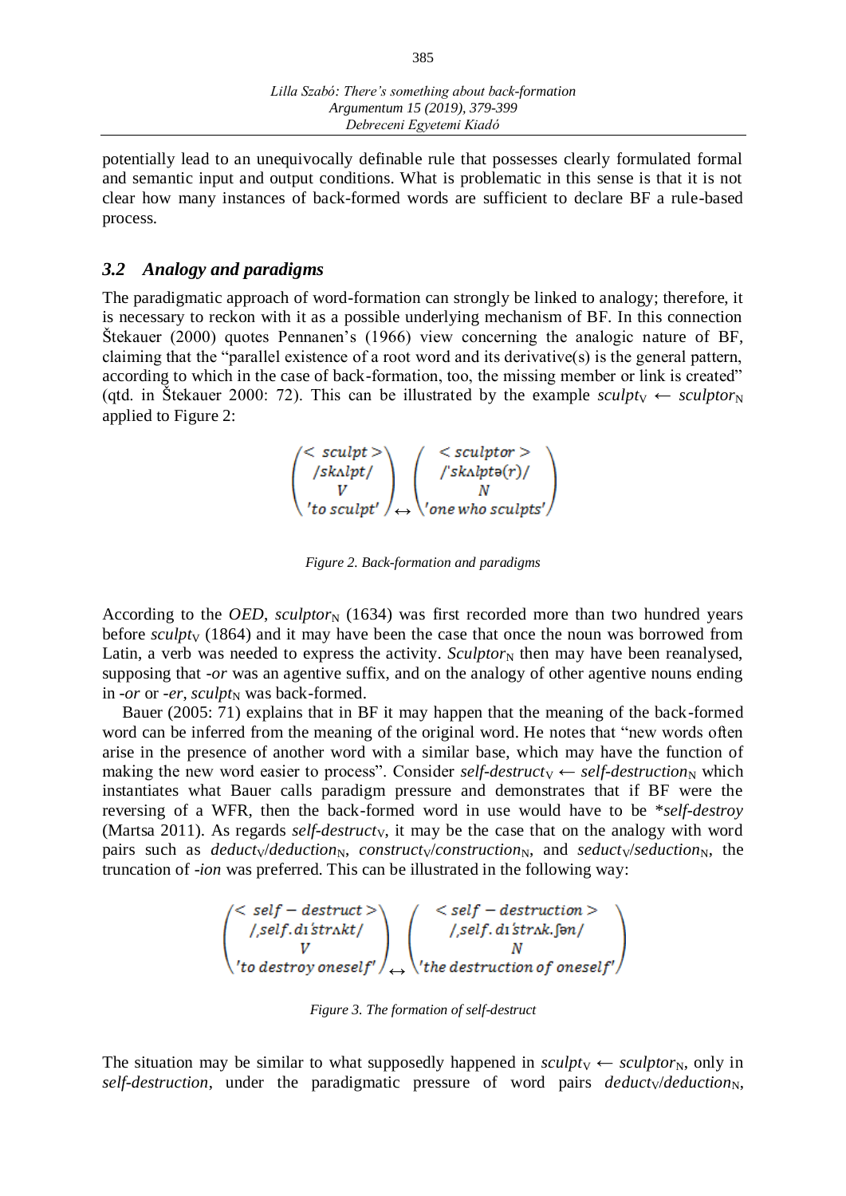potentially lead to an unequivocally definable rule that possesses clearly formulated formal and semantic input and output conditions. What is problematic in this sense is that it is not clear how many instances of back-formed words are sufficient to declare BF a rule-based process.

### *3.2 Analogy and paradigms*

The paradigmatic approach of word-formation can strongly be linked to analogy; therefore, it is necessary to reckon with it as a possible underlying mechanism of BF. In this connection Štekauer (2000) quotes Pennanen's (1966) view concerning the analogic nature of BF, claiming that the "parallel existence of a root word and its derivative(s) is the general pattern, according to which in the case of back-formation, too, the missing member or link is created" (qtd. in Štekauer 2000: 72). This can be illustrated by the example *sculpt*$_V$ ← *sculptor*$_N$ applied to Figure 2:

$$\begin{pmatrix} < sculpt > \\ /sk\text{ʌ}lpt/ \\ V \\ 'to\ sculpt' \end{pmatrix} \leftrightarrow \begin{pmatrix} < sculptor > \\ /'sk\text{ʌ}lpt\text{ə}(r)/ \\ N \\ 'one\ who\ sculpts' \end{pmatrix}$$

*Figure 2. Back-formation and paradigms*

According to the *OED*, *sculptor*$_N$ (1634) was first recorded more than two hundred years before *sculpt*$_V$ (1864) and it may have been the case that once the noun was borrowed from Latin, a verb was needed to express the activity. *Sculptor*$_N$ then may have been reanalysed, supposing that *-or* was an agentive suffix, and on the analogy of other agentive nouns ending in *-or* or *-er*, *sculpt*$_N$ was back-formed.

Bauer (2005: 71) explains that in BF it may happen that the meaning of the back-formed word can be inferred from the meaning of the original word. He notes that "new words often arise in the presence of another word with a similar base, which may have the function of making the new word easier to process". Consider *self-destruct*$_V$ ← *self-destruction*$_N$ which instantiates what Bauer calls paradigm pressure and demonstrates that if BF were the reversing of a WFR, then the back-formed word in use would have to be *\*self-destroy* (Martsa 2011). As regards *self-destruct*$_V$, it may be the case that on the analogy with word pairs such as *deduct*$_V$/*deduction*$_N$, *construct*$_V$/*construction*$_N$, and *seduct*$_V$/*seduction*$_N$, the truncation of *-ion* was preferred. This can be illustrated in the following way:

$$\begin{pmatrix} < self-destruct > \\ /\text{ˌ}self.d\text{ɪ}\text{ˈ}str\text{ʌ}kt/ \\ V \\ 'to\ destroy\ oneself' \end{pmatrix} \leftrightarrow \begin{pmatrix} < self-destruction > \\ /\text{ˌ}self.d\text{ɪ}\text{ˈ}str\text{ʌ}k.\text{ʃə}n/ \\ N \\ 'the\ destruction\ of\ oneself' \end{pmatrix}$$

*Figure 3. The formation of self-destruct*

The situation may be similar to what supposedly happened in *sculpt*$_V$ ← *sculptor*$_N$, only in *self-destruction*, under the paradigmatic pressure of word pairs *deduct*$_V$/*deduction*$_N$,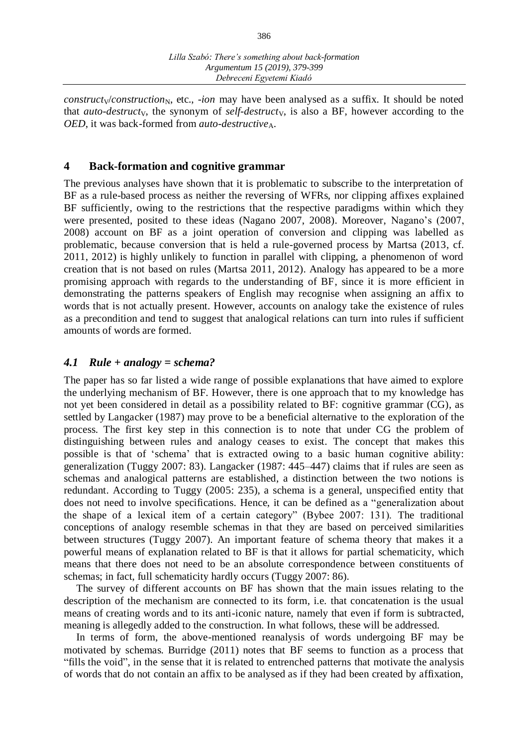*construct*$_V$/*construction*$_N$, etc., *-ion* may have been analysed as a suffix. It should be noted that *auto-destruct*$_V$, the synonym of *self-destruct*$_V$, is also a BF, however according to the *OED*, it was back-formed from *auto-destructive*$_A$.

## 4 Back-formation and cognitive grammar

The previous analyses have shown that it is problematic to subscribe to the interpretation of BF as a rule-based process as neither the reversing of WFRs, nor clipping affixes explained BF sufficiently, owing to the restrictions that the respective paradigms within which they were presented, posited to these ideas (Nagano 2007, 2008). Moreover, Nagano's (2007, 2008) account on BF as a joint operation of conversion and clipping was labelled as problematic, because conversion that is held a rule-governed process by Martsa (2013, cf. 2011, 2012) is highly unlikely to function in parallel with clipping, a phenomenon of word creation that is not based on rules (Martsa 2011, 2012). Analogy has appeared to be a more promising approach with regards to the understanding of BF, since it is more efficient in demonstrating the patterns speakers of English may recognise when assigning an affix to words that is not actually present. However, accounts on analogy take the existence of rules as a precondition and tend to suggest that analogical relations can turn into rules if sufficient amounts of words are formed.

### *4.1 Rule + analogy = schema?*

The paper has so far listed a wide range of possible explanations that have aimed to explore the underlying mechanism of BF. However, there is one approach that to my knowledge has not yet been considered in detail as a possibility related to BF: cognitive grammar (CG), as settled by Langacker (1987) may prove to be a beneficial alternative to the exploration of the process. The first key step in this connection is to note that under CG the problem of distinguishing between rules and analogy ceases to exist. The concept that makes this possible is that of 'schema' that is extracted owing to a basic human cognitive ability: generalization (Tuggy 2007: 83). Langacker (1987: 445–447) claims that if rules are seen as schemas and analogical patterns are established, a distinction between the two notions is redundant. According to Tuggy (2005: 235), a schema is a general, unspecified entity that does not need to involve specifications. Hence, it can be defined as a "generalization about the shape of a lexical item of a certain category" (Bybee 2007: 131). The traditional conceptions of analogy resemble schemas in that they are based on perceived similarities between structures (Tuggy 2007). An important feature of schema theory that makes it a powerful means of explanation related to BF is that it allows for partial schematicity, which means that there does not need to be an absolute correspondence between constituents of schemas; in fact, full schematicity hardly occurs (Tuggy 2007: 86).

The survey of different accounts on BF has shown that the main issues relating to the description of the mechanism are connected to its form, i.e. that concatenation is the usual means of creating words and to its anti-iconic nature, namely that even if form is subtracted, meaning is allegedly added to the construction. In what follows, these will be addressed.

In terms of form, the above-mentioned reanalysis of words undergoing BF may be motivated by schemas. Burridge (2011) notes that BF seems to function as a process that "fills the void", in the sense that it is related to entrenched patterns that motivate the analysis of words that do not contain an affix to be analysed as if they had been created by affixation,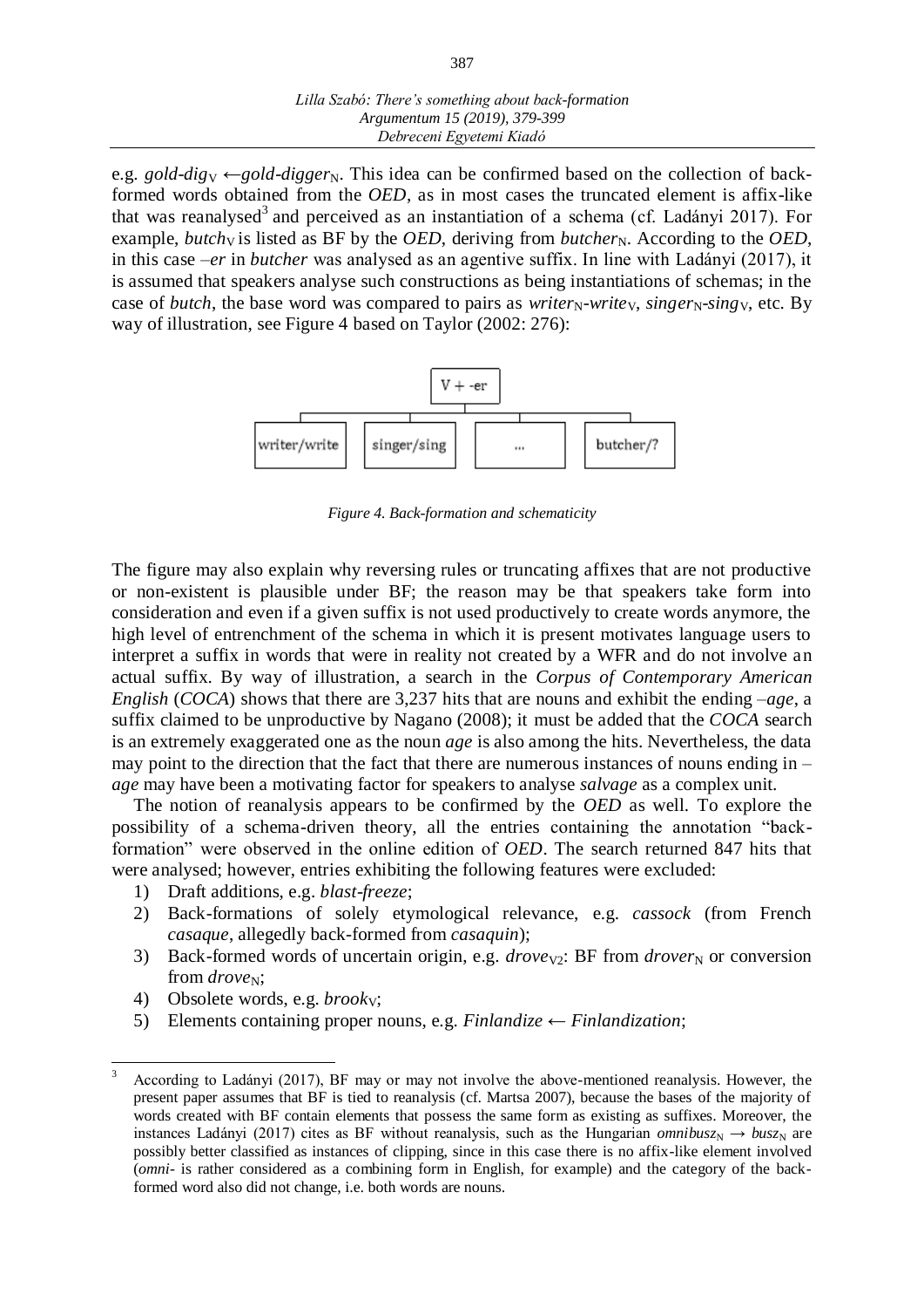e.g. *gold-dig*$_V$ ←*gold-digger*$_N$. This idea can be confirmed based on the collection of back-formed words obtained from the *OED*, as in most cases the truncated element is affix-like that was reanalysed[3] and perceived as an instantiation of a schema (cf. Ladányi 2017). For example, *butch*$_V$ is listed as BF by the *OED*, deriving from *butcher*$_N$. According to the *OED*, in this case –*er* in *butcher* was analysed as an agentive suffix. In line with Ladányi (2017), it is assumed that speakers analyse such constructions as being instantiations of schemas; in the case of *butch*, the base word was compared to pairs as *writer*$_N$-*write*$_V$, *singer*$_N$-*sing*$_V$, etc. By way of illustration, see Figure 4 based on Taylor (2002: 276):

| V + -er | | | |
|---|---|---|---|
| writer/write | singer/sing | ... | butcher/? |

*Figure 4. Back-formation and schematicity*

The figure may also explain why reversing rules or truncating affixes that are not productive or non-existent is plausible under BF; the reason may be that speakers take form into consideration and even if a given suffix is not used productively to create words anymore, the high level of entrenchment of the schema in which it is present motivates language users to interpret a suffix in words that were in reality not created by a WFR and do not involve an actual suffix. By way of illustration, a search in the *Corpus of Contemporary American English* (*COCA*) shows that there are 3,237 hits that are nouns and exhibit the ending –*age*, a suffix claimed to be unproductive by Nagano (2008); it must be added that the *COCA* search is an extremely exaggerated one as the noun *age* is also among the hits. Nevertheless, the data may point to the direction that the fact that there are numerous instances of nouns ending in –*age* may have been a motivating factor for speakers to analyse *salvage* as a complex unit.

The notion of reanalysis appears to be confirmed by the *OED* as well. To explore the possibility of a schema-driven theory, all the entries containing the annotation "back-formation" were observed in the online edition of *OED*. The search returned 847 hits that were analysed; however, entries exhibiting the following features were excluded:

1) Draft additions, e.g. *blast-freeze*;
2) Back-formations of solely etymological relevance, e.g. *cassock* (from French *casaque*, allegedly back-formed from *casaquin*);
3) Back-formed words of uncertain origin, e.g. *drove*$_{V2}$: BF from *drover*$_N$ or conversion from *drove*$_N$;
4) Obsolete words, e.g. *brook*$_V$;
5) Elements containing proper nouns, e.g. *Finlandize* ← *Finlandization*;

---

[3] According to Ladányi (2017), BF may or may not involve the above-mentioned reanalysis. However, the present paper assumes that BF is tied to reanalysis (cf. Martsa 2007), because the bases of the majority of words created with BF contain elements that possess the same form as existing as suffixes. Moreover, the instances Ladányi (2017) cites as BF without reanalysis, such as the Hungarian *omnibusz*$_N$ → *busz*$_N$ are possibly better classified as instances of clipping, since in this case there is no affix-like element involved (*omni*- is rather considered as a combining form in English, for example) and the category of the back-formed word also did not change, i.e. both words are nouns.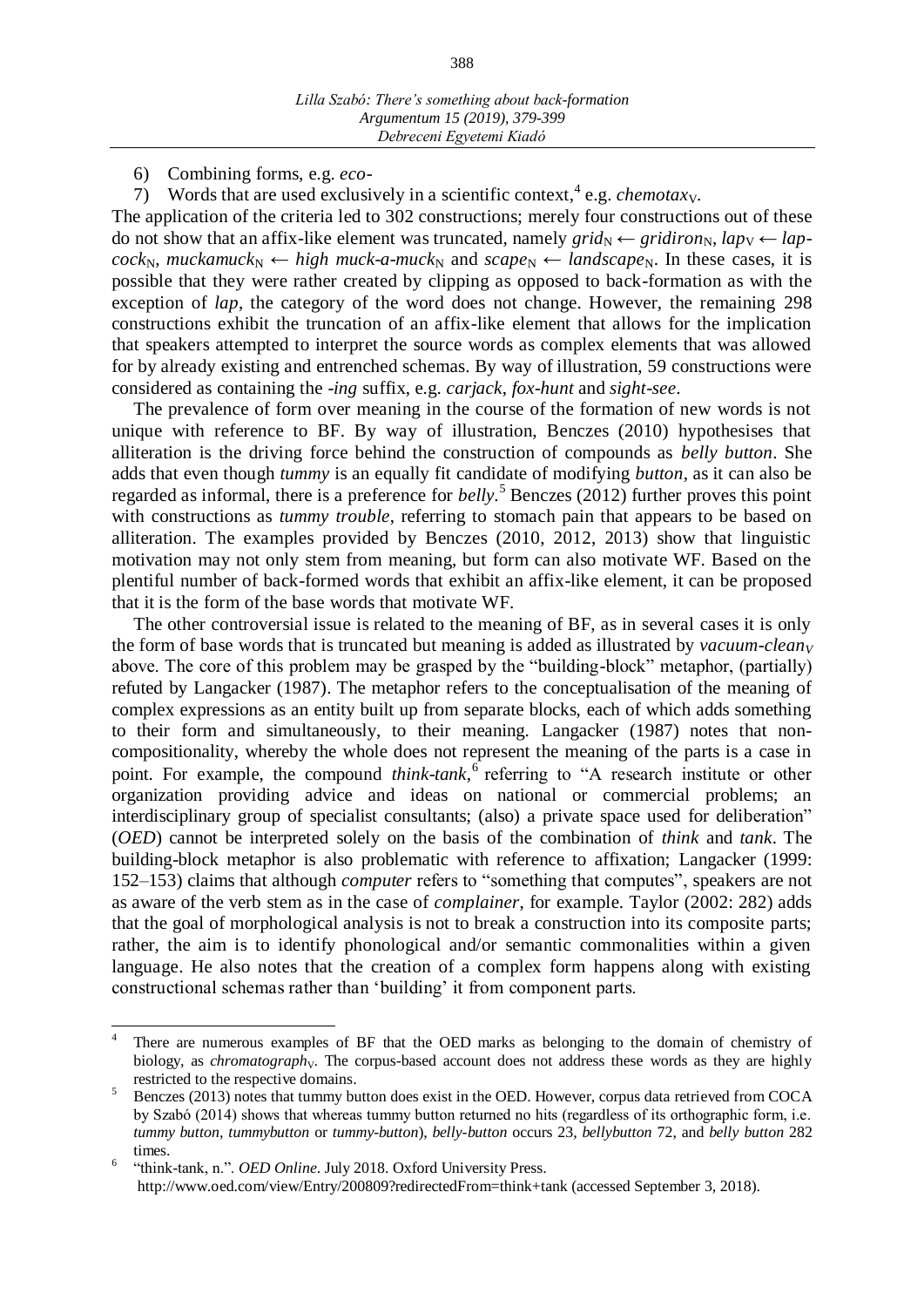6) Combining forms, e.g. *eco-*
7) Words that are used exclusively in a scientific context,[4] e.g. *chemotax*$_V$.

The application of the criteria led to 302 constructions; merely four constructions out of these do not show that an affix-like element was truncated, namely *grid*$_N$ ← *gridiron*$_N$, *lap*$_V$ ← *lap-cock*$_N$, *muckamuck*$_N$ ← *high muck-a-muck*$_N$ and *scape*$_N$ ← *landscape*$_N$. In these cases, it is possible that they were rather created by clipping as opposed to back-formation as with the exception of *lap*, the category of the word does not change. However, the remaining 298 constructions exhibit the truncation of an affix-like element that allows for the implication that speakers attempted to interpret the source words as complex elements that was allowed for by already existing and entrenched schemas. By way of illustration, 59 constructions were considered as containing the *-ing* suffix, e.g. *carjack*, *fox-hunt* and *sight-see*.

The prevalence of form over meaning in the course of the formation of new words is not unique with reference to BF. By way of illustration, Benczes (2010) hypothesises that alliteration is the driving force behind the construction of compounds as *belly button*. She adds that even though *tummy* is an equally fit candidate of modifying *button*, as it can also be regarded as informal, there is a preference for *belly*.[5] Benczes (2012) further proves this point with constructions as *tummy trouble*, referring to stomach pain that appears to be based on alliteration. The examples provided by Benczes (2010, 2012, 2013) show that linguistic motivation may not only stem from meaning, but form can also motivate WF. Based on the plentiful number of back-formed words that exhibit an affix-like element, it can be proposed that it is the form of the base words that motivate WF.

The other controversial issue is related to the meaning of BF, as in several cases it is only the form of base words that is truncated but meaning is added as illustrated by *vacuum-clean*$_V$ above. The core of this problem may be grasped by the "building-block" metaphor, (partially) refuted by Langacker (1987). The metaphor refers to the conceptualisation of the meaning of complex expressions as an entity built up from separate blocks, each of which adds something to their form and simultaneously, to their meaning. Langacker (1987) notes that non-compositionality, whereby the whole does not represent the meaning of the parts is a case in point. For example, the compound *think-tank*,[6] referring to "A research institute or other organization providing advice and ideas on national or commercial problems; an interdisciplinary group of specialist consultants; (also) a private space used for deliberation" (*OED*) cannot be interpreted solely on the basis of the combination of *think* and *tank*. The building-block metaphor is also problematic with reference to affixation; Langacker (1999: 152–153) claims that although *computer* refers to "something that computes", speakers are not as aware of the verb stem as in the case of *complainer*, for example. Taylor (2002: 282) adds that the goal of morphological analysis is not to break a construction into its composite parts; rather, the aim is to identify phonological and/or semantic commonalities within a given language. He also notes that the creation of a complex form happens along with existing constructional schemas rather than 'building' it from component parts.

---

[4] There are numerous examples of BF that the OED marks as belonging to the domain of chemistry of biology, as *chromatograph*$_V$. The corpus-based account does not address these words as they are highly restricted to the respective domains.

[5] Benczes (2013) notes that tummy button does exist in the OED. However, corpus data retrieved from COCA by Szabó (2014) shows that whereas tummy button returned no hits (regardless of its orthographic form, i.e. *tummy button*, *tummybutton* or *tummy-button*), *belly-button* occurs 23, *bellybutton* 72, and *belly button* 282 times.

[6] "think-tank, n.". *OED Online*. July 2018. Oxford University Press. http://www.oed.com/view/Entry/200809?redirectedFrom=think+tank (accessed September 3, 2018).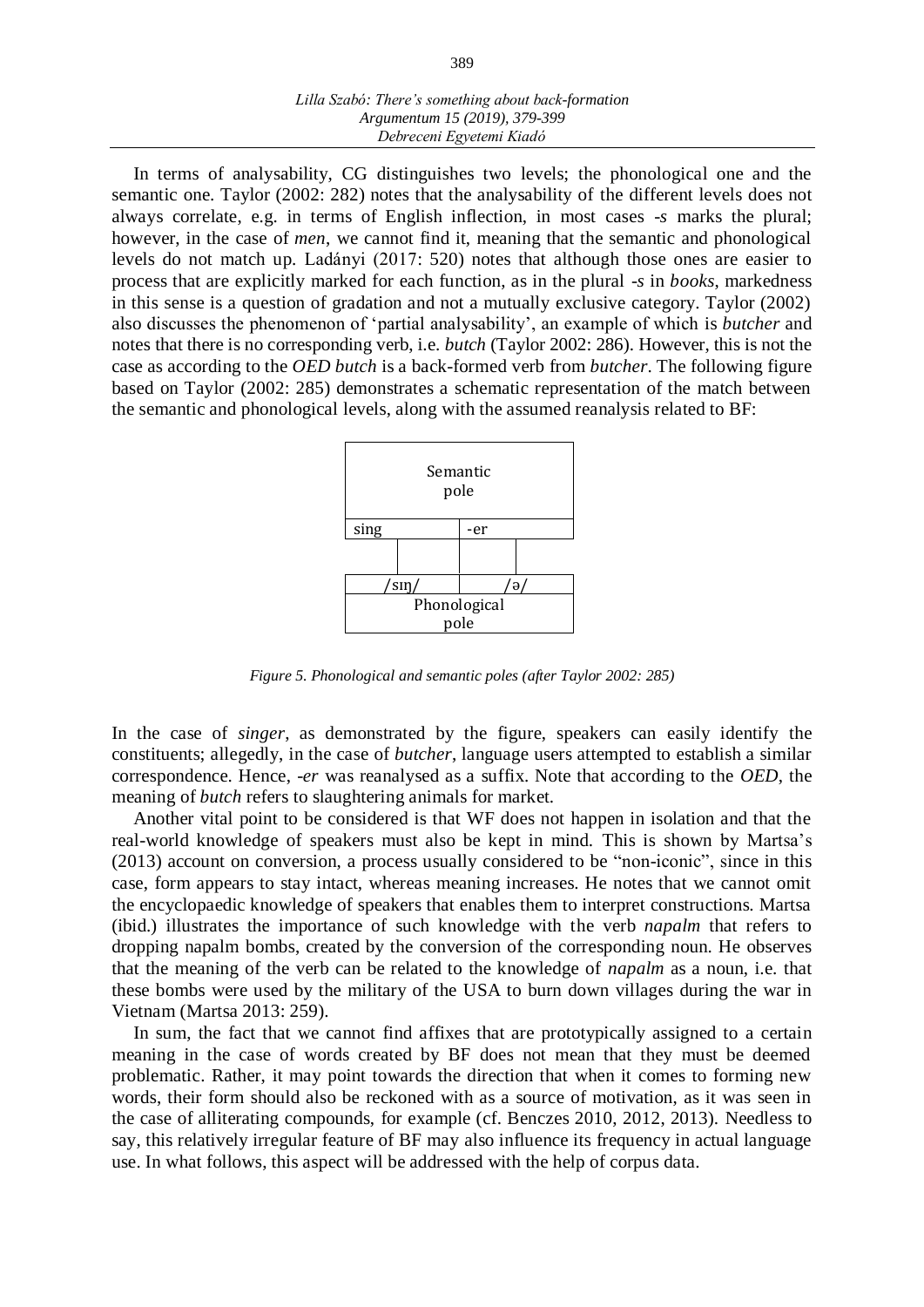In terms of analysability, CG distinguishes two levels; the phonological one and the semantic one. Taylor (2002: 282) notes that the analysability of the different levels does not always correlate, e.g. in terms of English inflection, in most cases *-s* marks the plural; however, in the case of *men*, we cannot find it, meaning that the semantic and phonological levels do not match up. Ladányi (2017: 520) notes that although those ones are easier to process that are explicitly marked for each function, as in the plural *-s* in *books*, markedness in this sense is a question of gradation and not a mutually exclusive category. Taylor (2002) also discusses the phenomenon of 'partial analysability', an example of which is *butcher* and notes that there is no corresponding verb, i.e. *butch* (Taylor 2002: 286). However, this is not the case as according to the *OED butch* is a back-formed verb from *butcher*. The following figure based on Taylor (2002: 285) demonstrates a schematic representation of the match between the semantic and phonological levels, along with the assumed reanalysis related to BF:

| Semantic pole | |
|---|---|
| sing | -er |
| | |
| /sɪŋ/ | /ə/ |
| Phonological pole | |

*Figure 5. Phonological and semantic poles (after Taylor 2002: 285)*

In the case of *singer*, as demonstrated by the figure, speakers can easily identify the constituents; allegedly, in the case of *butcher*, language users attempted to establish a similar correspondence. Hence, *-er* was reanalysed as a suffix. Note that according to the *OED*, the meaning of *butch* refers to slaughtering animals for market.

Another vital point to be considered is that WF does not happen in isolation and that the real-world knowledge of speakers must also be kept in mind. This is shown by Martsa's (2013) account on conversion, a process usually considered to be "non-iconic", since in this case, form appears to stay intact, whereas meaning increases. He notes that we cannot omit the encyclopaedic knowledge of speakers that enables them to interpret constructions. Martsa (ibid.) illustrates the importance of such knowledge with the verb *napalm* that refers to dropping napalm bombs, created by the conversion of the corresponding noun. He observes that the meaning of the verb can be related to the knowledge of *napalm* as a noun, i.e. that these bombs were used by the military of the USA to burn down villages during the war in Vietnam (Martsa 2013: 259).

In sum, the fact that we cannot find affixes that are prototypically assigned to a certain meaning in the case of words created by BF does not mean that they must be deemed problematic. Rather, it may point towards the direction that when it comes to forming new words, their form should also be reckoned with as a source of motivation, as it was seen in the case of alliterating compounds, for example (cf. Benczes 2010, 2012, 2013). Needless to say, this relatively irregular feature of BF may also influence its frequency in actual language use. In what follows, this aspect will be addressed with the help of corpus data.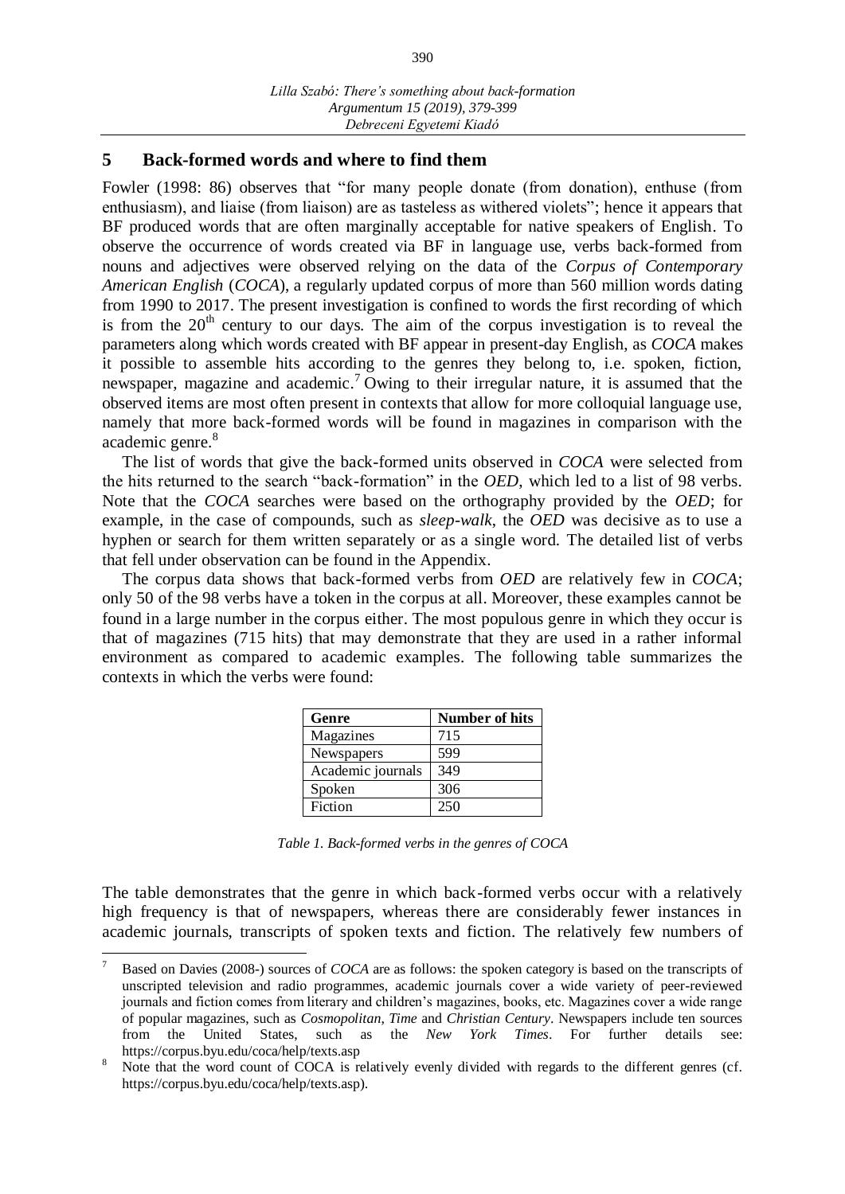## 5 Back-formed words and where to find them

Fowler (1998: 86) observes that "for many people donate (from donation), enthuse (from enthusiasm), and liaise (from liaison) are as tasteless as withered violets"; hence it appears that BF produced words that are often marginally acceptable for native speakers of English. To observe the occurrence of words created via BF in language use, verbs back-formed from nouns and adjectives were observed relying on the data of the *Corpus of Contemporary American English* (*COCA*), a regularly updated corpus of more than 560 million words dating from 1990 to 2017. The present investigation is confined to words the first recording of which is from the 20th century to our days. The aim of the corpus investigation is to reveal the parameters along which words created with BF appear in present-day English, as *COCA* makes it possible to assemble hits according to the genres they belong to, i.e. spoken, fiction, newspaper, magazine and academic.[7] Owing to their irregular nature, it is assumed that the observed items are most often present in contexts that allow for more colloquial language use, namely that more back-formed words will be found in magazines in comparison with the academic genre.[8]

The list of words that give the back-formed units observed in *COCA* were selected from the hits returned to the search "back-formation" in the *OED*, which led to a list of 98 verbs. Note that the *COCA* searches were based on the orthography provided by the *OED*; for example, in the case of compounds, such as *sleep-walk*, the *OED* was decisive as to use a hyphen or search for them written separately or as a single word. The detailed list of verbs that fell under observation can be found in the Appendix.

The corpus data shows that back-formed verbs from *OED* are relatively few in *COCA*; only 50 of the 98 verbs have a token in the corpus at all. Moreover, these examples cannot be found in a large number in the corpus either. The most populous genre in which they occur is that of magazines (715 hits) that may demonstrate that they are used in a rather informal environment as compared to academic examples. The following table summarizes the contexts in which the verbs were found:

| Genre | Number of hits |
|---|---|
| Magazines | 715 |
| Newspapers | 599 |
| Academic journals | 349 |
| Spoken | 306 |
| Fiction | 250 |

*Table 1. Back-formed verbs in the genres of COCA*

The table demonstrates that the genre in which back-formed verbs occur with a relatively high frequency is that of newspapers, whereas there are considerably fewer instances in academic journals, transcripts of spoken texts and fiction. The relatively few numbers of

---

[7] Based on Davies (2008-) sources of *COCA* are as follows: the spoken category is based on the transcripts of unscripted television and radio programmes, academic journals cover a wide variety of peer-reviewed journals and fiction comes from literary and children's magazines, books, etc. Magazines cover a wide range of popular magazines, such as *Cosmopolitan*, *Time* and *Christian Century*. Newspapers include ten sources from the United States, such as the *New York Times*. For further details see: https://corpus.byu.edu/coca/help/texts.asp

[8] Note that the word count of COCA is relatively evenly divided with regards to the different genres (cf. https://corpus.byu.edu/coca/help/texts.asp).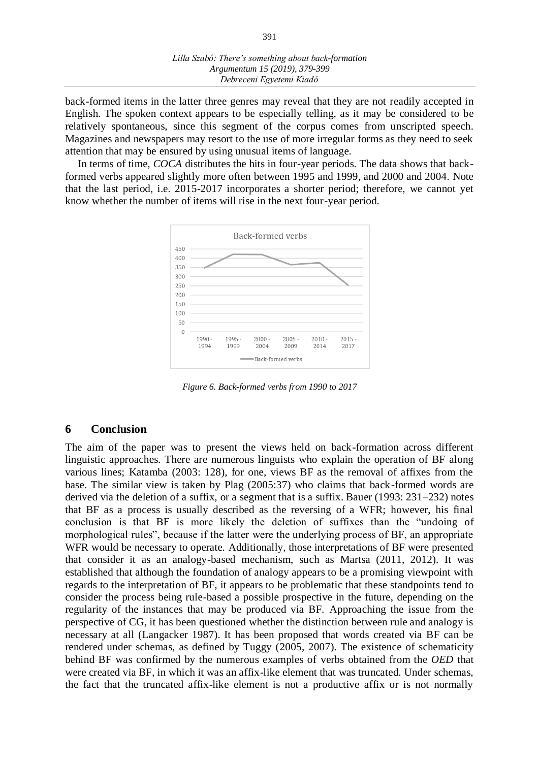back-formed items in the latter three genres may reveal that they are not readily accepted in English. The spoken context appears to be especially telling, as it may be considered to be relatively spontaneous, since this segment of the corpus comes from unscripted speech. Magazines and newspapers may resort to the use of more irregular forms as they need to seek attention that may be ensured by using unusual items of language.

In terms of time, *COCA* distributes the hits in four-year periods. The data shows that back-formed verbs appeared slightly more often between 1995 and 1999, and 2000 and 2004. Note that the last period, i.e. 2015-2017 incorporates a shorter period; therefore, we cannot yet know whether the number of items will rise in the next four-year period.

*Figure 6. Back-formed verbs from 1990 to 2017*

## 6 Conclusion

The aim of the paper was to present the views held on back-formation across different linguistic approaches. There are numerous linguists who explain the operation of BF along various lines; Katamba (2003: 128), for one, views BF as the removal of affixes from the base. The similar view is taken by Plag (2005:37) who claims that back-formed words are derived via the deletion of a suffix, or a segment that is a suffix. Bauer (1993: 231–232) notes that BF as a process is usually described as the reversing of a WFR; however, his final conclusion is that BF is more likely the deletion of suffixes than the "undoing of morphological rules", because if the latter were the underlying process of BF, an appropriate WFR would be necessary to operate. Additionally, those interpretations of BF were presented that consider it as an analogy-based mechanism, such as Martsa (2011, 2012). It was established that although the foundation of analogy appears to be a promising viewpoint with regards to the interpretation of BF, it appears to be problematic that these standpoints tend to consider the process being rule-based a possible prospective in the future, depending on the regularity of the instances that may be produced via BF. Approaching the issue from the perspective of CG, it has been questioned whether the distinction between rule and analogy is necessary at all (Langacker 1987). It has been proposed that words created via BF can be rendered under schemas, as defined by Tuggy (2005, 2007). The existence of schematicity behind BF was confirmed by the numerous examples of verbs obtained from the *OED* that were created via BF, in which it was an affix-like element that was truncated. Under schemas, the fact that the truncated affix-like element is not a productive affix or is not normally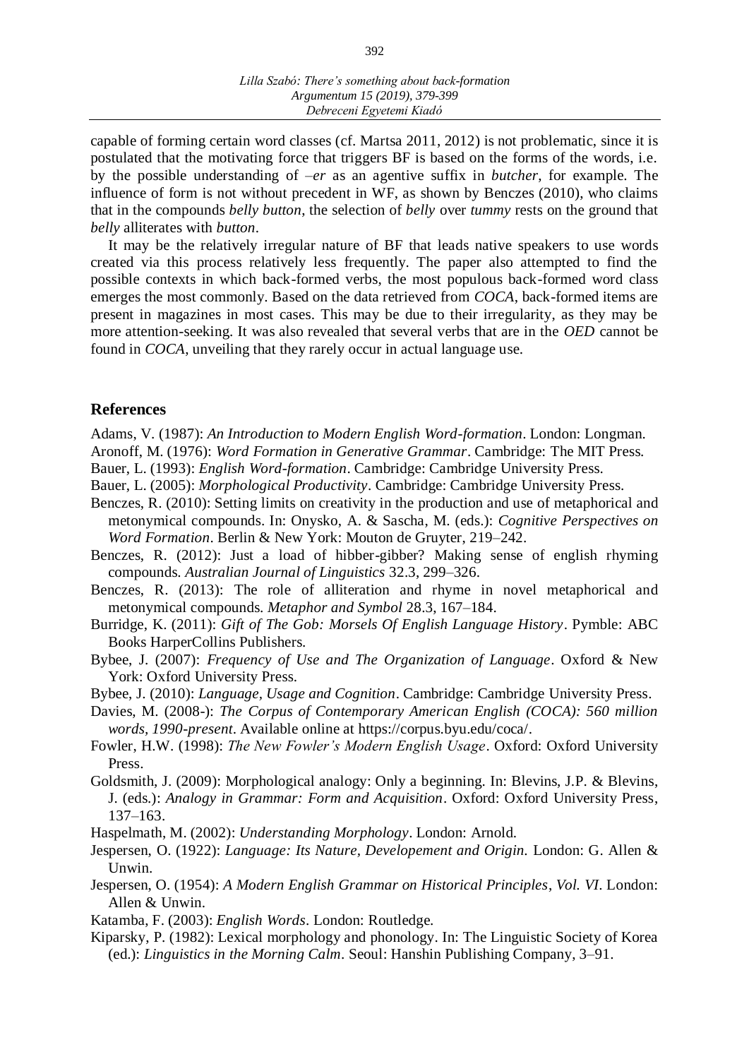capable of forming certain word classes (cf. Martsa 2011, 2012) is not problematic, since it is postulated that the motivating force that triggers BF is based on the forms of the words, i.e. by the possible understanding of *–er* as an agentive suffix in *butcher*, for example. The influence of form is not without precedent in WF, as shown by Benczes (2010), who claims that in the compounds *belly button*, the selection of *belly* over *tummy* rests on the ground that *belly* alliterates with *button*.

It may be the relatively irregular nature of BF that leads native speakers to use words created via this process relatively less frequently. The paper also attempted to find the possible contexts in which back-formed verbs, the most populous back-formed word class emerges the most commonly. Based on the data retrieved from *COCA*, back-formed items are present in magazines in most cases. This may be due to their irregularity, as they may be more attention-seeking. It was also revealed that several verbs that are in the *OED* cannot be found in *COCA*, unveiling that they rarely occur in actual language use.

## References

Adams, V. (1987): *An Introduction to Modern English Word-formation*. London: Longman.

Aronoff, M. (1976): *Word Formation in Generative Grammar*. Cambridge: The MIT Press.

Bauer, L. (1993): *English Word-formation*. Cambridge: Cambridge University Press.

Bauer, L. (2005): *Morphological Productivity*. Cambridge: Cambridge University Press.

Benczes, R. (2010): Setting limits on creativity in the production and use of metaphorical and metonymical compounds. In: Onysko, A. & Sascha, M. (eds.): *Cognitive Perspectives on Word Formation*. Berlin & New York: Mouton de Gruyter, 219–242.

Benczes, R. (2012): Just a load of hibber-gibber? Making sense of english rhyming compounds. *Australian Journal of Linguistics* 32.3, 299–326.

Benczes, R. (2013): The role of alliteration and rhyme in novel metaphorical and metonymical compounds. *Metaphor and Symbol* 28.3, 167–184.

Burridge, K. (2011): *Gift of The Gob: Morsels Of English Language History*. Pymble: ABC Books HarperCollins Publishers.

Bybee, J. (2007): *Frequency of Use and The Organization of Language*. Oxford & New York: Oxford University Press.

Bybee, J. (2010): *Language, Usage and Cognition*. Cambridge: Cambridge University Press.

Davies, M. (2008-): *The Corpus of Contemporary American English (COCA): 560 million words, 1990-present*. Available online at https://corpus.byu.edu/coca/.

Fowler, H.W. (1998): *The New Fowler's Modern English Usage*. Oxford: Oxford University Press.

Goldsmith, J. (2009): Morphological analogy: Only a beginning. In: Blevins, J.P. & Blevins, J. (eds.): *Analogy in Grammar: Form and Acquisition*. Oxford: Oxford University Press, 137–163.

Haspelmath, M. (2002): *Understanding Morphology*. London: Arnold.

Jespersen, O. (1922): *Language: Its Nature, Developement and Origin*. London: G. Allen & Unwin.

Jespersen, O. (1954): *A Modern English Grammar on Historical Principles, Vol. VI*. London: Allen & Unwin.

Katamba, F. (2003): *English Words*. London: Routledge.

Kiparsky, P. (1982): Lexical morphology and phonology. In: The Linguistic Society of Korea (ed.): *Linguistics in the Morning Calm*. Seoul: Hanshin Publishing Company, 3–91.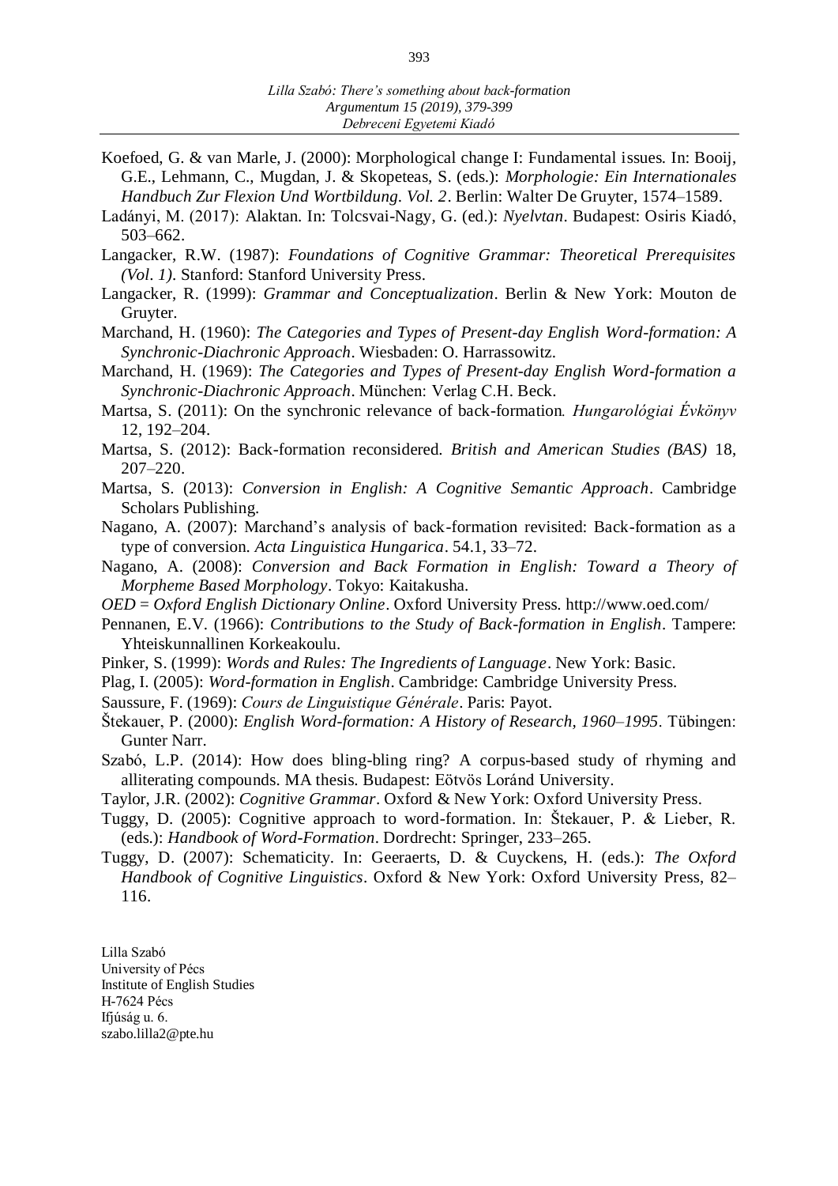Koefoed, G. & van Marle, J. (2000): Morphological change I: Fundamental issues. In: Booij, G.E., Lehmann, C., Mugdan, J. & Skopeteas, S. (eds.): *Morphologie: Ein Internationales Handbuch Zur Flexion Und Wortbildung. Vol. 2*. Berlin: Walter De Gruyter, 1574–1589.

Ladányi, M. (2017): Alaktan. In: Tolcsvai-Nagy, G. (ed.): *Nyelvtan*. Budapest: Osiris Kiadó, 503–662.

Langacker, R.W. (1987): *Foundations of Cognitive Grammar: Theoretical Prerequisites (Vol. 1)*. Stanford: Stanford University Press.

Langacker, R. (1999): *Grammar and Conceptualization*. Berlin & New York: Mouton de Gruyter.

Marchand, H. (1960): *The Categories and Types of Present-day English Word-formation: A Synchronic-Diachronic Approach*. Wiesbaden: O. Harrassowitz.

Marchand, H. (1969): *The Categories and Types of Present-day English Word-formation a Synchronic-Diachronic Approach*. München: Verlag C.H. Beck.

Martsa, S. (2011): On the synchronic relevance of back-formation*. Hungarológiai Évkönyv* 12, 192–204.

Martsa, S. (2012): Back-formation reconsidered*. British and American Studies (BAS)* 18, 207–220.

Martsa, S. (2013): *Conversion in English: A Cognitive Semantic Approach*. Cambridge Scholars Publishing.

Nagano, A. (2007): Marchand's analysis of back-formation revisited: Back-formation as a type of conversion*. Acta Linguistica Hungarica*. 54.1, 33–72.

Nagano, A. (2008): *Conversion and Back Formation in English: Toward a Theory of Morpheme Based Morphology*. Tokyo: Kaitakusha.

*OED* = *Oxford English Dictionary Online*. Oxford University Press. http://www.oed.com/

Pennanen, E.V. (1966): *Contributions to the Study of Back-formation in English*. Tampere: Yhteiskunnallinen Korkeakoulu.

Pinker, S. (1999): *Words and Rules: The Ingredients of Language*. New York: Basic.

Plag, I. (2005): *Word-formation in English*. Cambridge: Cambridge University Press.

Saussure, F. (1969): *Cours de Linguistique Générale*. Paris: Payot.

Štekauer, P. (2000): *English Word-formation: A History of Research, 1960–1995*. Tübingen: Gunter Narr.

Szabó, L.P. (2014): How does bling-bling ring? A corpus-based study of rhyming and alliterating compounds. MA thesis. Budapest: Eötvös Loránd University.

Taylor, J.R. (2002): *Cognitive Grammar*. Oxford & New York: Oxford University Press.

Tuggy, D. (2005): Cognitive approach to word-formation. In: Štekauer, P. & Lieber, R. (eds.): *Handbook of Word-Formation*. Dordrecht: Springer, 233–265.

Tuggy, D. (2007): Schematicity. In: Geeraerts, D. & Cuyckens, H. (eds.): *The Oxford Handbook of Cognitive Linguistics*. Oxford & New York: Oxford University Press, 82–116.

Lilla Szabó
University of Pécs
Institute of English Studies
H-7624 Pécs
Ifjúság u. 6.
szabo.lilla2@pte.hu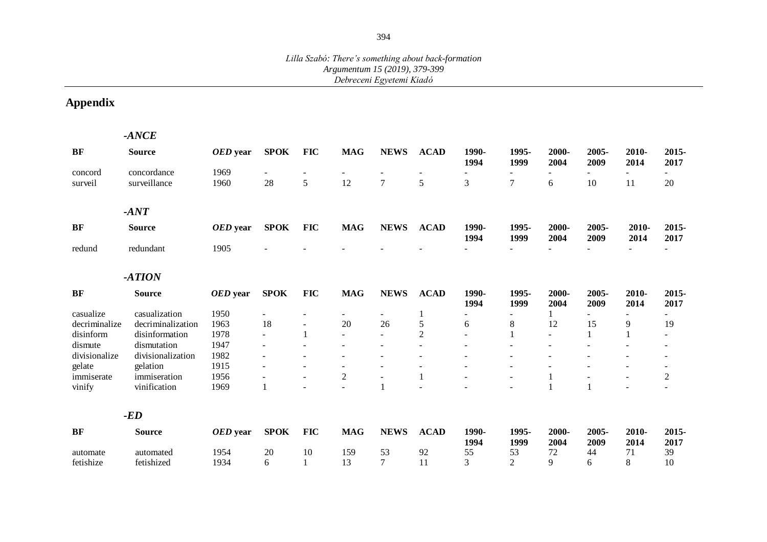## Appendix

### *-ANCE*

| BF | Source | *OED* year | SPOK | FIC | MAG | NEWS | ACAD | 1990-1994 | 1995-1999 | 2000-2004 | 2005-2009 | 2010-2014 | 2015-2017 |
|---|---|---|---|---|---|---|---|---|---|---|---|---|---|
| concord | concordance | 1969 | - | - | - | - | - | - | - | - | - | - | - |
| surveil | surveillance | 1960 | 28 | 5 | 12 | 7 | 5 | 3 | 7 | 6 | 10 | 11 | 20 |

### *-ANT*

| BF | Source | *OED* year | SPOK | FIC | MAG | NEWS | ACAD | 1990-1994 | 1995-1999 | 2000-2004 | 2005-2009 | 2010-2014 | 2015-2017 |
|---|---|---|---|---|---|---|---|---|---|---|---|---|---|
| redund | redundant | 1905 | - | - | - | - | - | - | - | - | - | - | - |

### *-ATION*

| BF | Source | *OED* year | SPOK | FIC | MAG | NEWS | ACAD | 1990-1994 | 1995-1999 | 2000-2004 | 2005-2009 | 2010-2014 | 2015-2017 |
|---|---|---|---|---|---|---|---|---|---|---|---|---|---|
| casualize | casualization | 1950 | - | - | - | - | 1 | - | - | 1 | - | - | - |
| decriminalize | decriminalization | 1963 | 18 | - | 20 | 26 | 5 | 6 | 8 | 12 | 15 | 9 | 19 |
| disinform | disinformation | 1978 | - | 1 | - | - | 2 | - | 1 | - | 1 | 1 | - |
| dismute | dismutation | 1947 | - | - | - | - | - | - | - | - | - | - | - |
| divisionalize | divisionalization | 1982 | - | - | - | - | - | - | - | - | - | - | - |
| gelate | gelation | 1915 | - | - | - | - | - | - | - | - | - | - | - |
| immiserate | immiseration | 1956 | - | - | 2 | - | 1 | - | - | 1 | - | - | 2 |
| vinify | vinification | 1969 | 1 | - | - | 1 | - | - | - | 1 | 1 | - | - |

### *-ED*

| BF | Source | *OED* year | SPOK | FIC | MAG | NEWS | ACAD | 1990-1994 | 1995-1999 | 2000-2004 | 2005-2009 | 2010-2014 | 2015-2017 |
|---|---|---|---|---|---|---|---|---|---|---|---|---|---|
| automate | automated | 1954 | 20 | 10 | 159 | 53 | 92 | 55 | 53 | 72 | 44 | 71 | 39 |
| fetishize | fetishized | 1934 | 6 | 1 | 13 | 7 | 11 | 3 | 2 | 9 | 6 | 8 | 10 |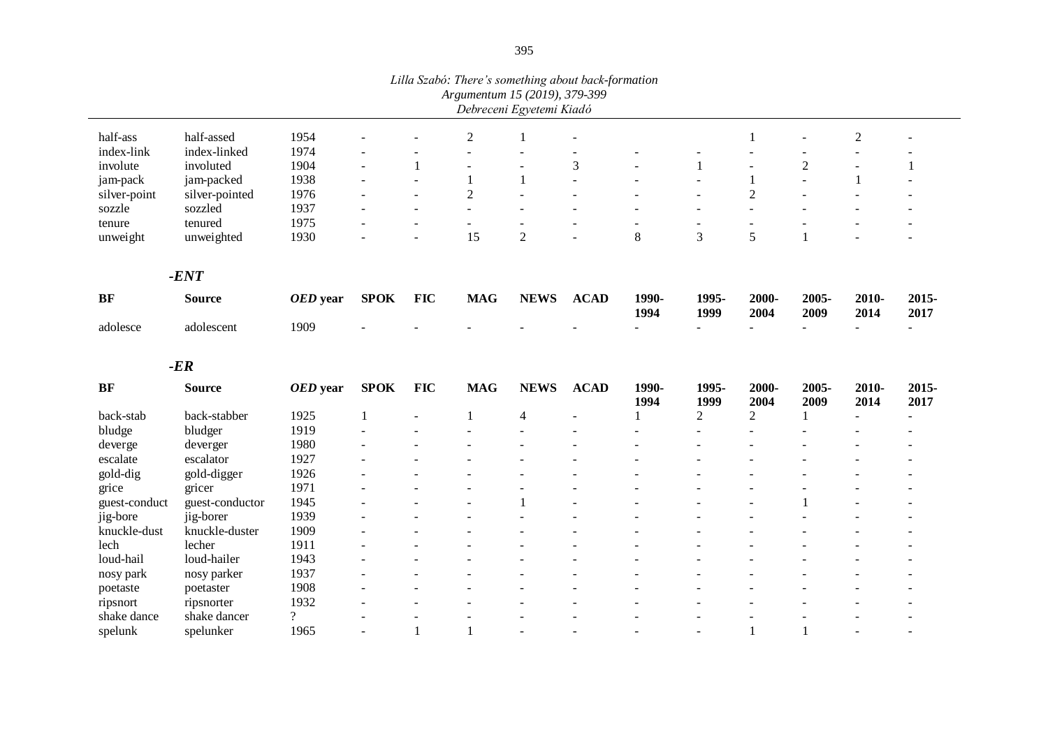| BF | Source | *OED* year | SPOK | FIC | MAG | NEWS | ACAD | 1990-1994 | 1995-1999 | 2000-2004 | 2005-2009 | 2010-2014 | 2015-2017 |
|---|---|---|---|---|---|---|---|---|---|---|---|---|---|
| half-ass | half-assed | 1954 | - | - | 2 | 1 | - | | | 1 | - | 2 | - |
| index-link | index-linked | 1974 | - | - | - | - | - | - | - | - | - | - | - |
| involute | involuted | 1904 | - | 1 | - | - | 3 | - | 1 | - | 2 | - | 1 |
| jam-pack | jam-packed | 1938 | - | - | 1 | 1 | - | - | - | 1 | - | 1 | - |
| silver-point | silver-pointed | 1976 | - | - | 2 | - | - | - | - | 2 | - | - | - |
| sozzle | sozzled | 1937 | - | - | - | - | - | - | - | - | - | - | - |
| tenure | tenured | 1975 | - | - | - | - | - | - | - | - | - | - | - |
| unweight | unweighted | 1930 | - | - | 15 | 2 | - | 8 | 3 | 5 | 1 | - | - |

### *-ENT*

| BF | Source | *OED* year | SPOK | FIC | MAG | NEWS | ACAD | 1990-1994 | 1995-1999 | 2000-2004 | 2005-2009 | 2010-2014 | 2015-2017 |
|---|---|---|---|---|---|---|---|---|---|---|---|---|---|
| adolesce | adolescent | 1909 | - | - | - | - | - | - | - | - | - | - | - |

### *-ER*

| BF | Source | *OED* year | SPOK | FIC | MAG | NEWS | ACAD | 1990-1994 | 1995-1999 | 2000-2004 | 2005-2009 | 2010-2014 | 2015-2017 |
|---|---|---|---|---|---|---|---|---|---|---|---|---|---|
| back-stab | back-stabber | 1925 | 1 | - | 1 | 4 | - | 1 | 2 | 2 | 1 | - | - |
| bludge | bludger | 1919 | - | - | - | - | - | - | - | - | - | - | - |
| deverge | deverger | 1980 | - | - | - | - | - | - | - | - | - | - | - |
| escalate | escalator | 1927 | - | - | - | - | - | - | - | - | - | - | - |
| gold-dig | gold-digger | 1926 | - | - | - | - | - | - | - | - | - | - | - |
| grice | gricer | 1971 | - | - | - | - | - | - | - | - | - | - | - |
| guest-conduct | guest-conductor | 1945 | - | - | - | 1 | - | - | - | - | 1 | - | - |
| jig-bore | jig-borer | 1939 | - | - | - | - | - | - | - | - | - | - | - |
| knuckle-dust | knuckle-duster | 1909 | - | - | - | - | - | - | - | - | - | - | - |
| lech | lecher | 1911 | - | - | - | - | - | - | - | - | - | - | - |
| loud-hail | loud-hailer | 1943 | - | - | - | - | - | - | - | - | - | - | - |
| nosy park | nosy parker | 1937 | - | - | - | - | - | - | - | - | - | - | - |
| poetaste | poetaster | 1908 | - | - | - | - | - | - | - | - | - | - | - |
| ripsnort | ripsnorter | 1932 | - | - | - | - | - | - | - | - | - | - | - |
| shake dance | shake dancer | ? | - | - | - | - | - | - | - | - | - | - | - |
| spelunk | spelunker | 1965 | - | 1 | 1 | - | - | - | - | 1 | 1 | - | - |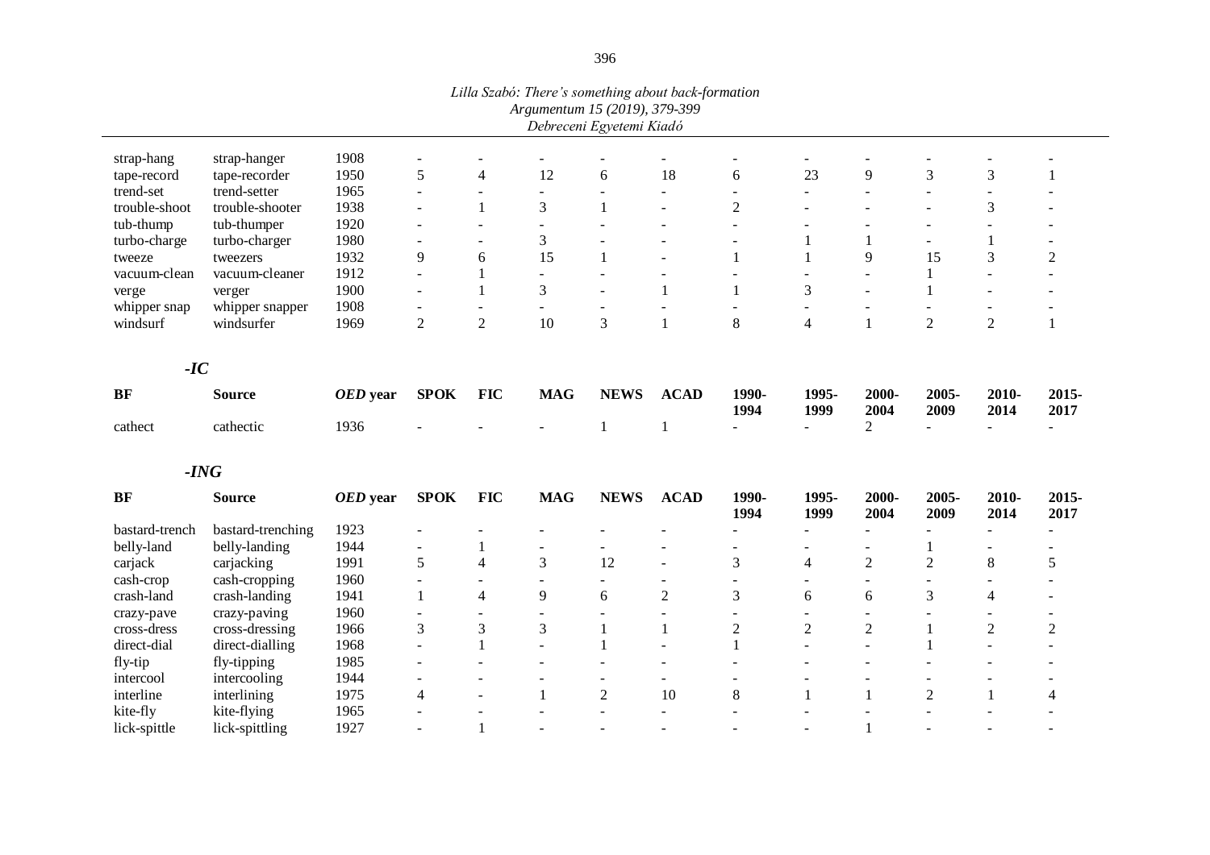| | | | | | | | | | | | | | | |
|---|---|---|---|---|---|---|---|---|---|---|---|---|---|---|
| strap-hang | strap-hanger | 1908 | - | - | - | - | - | - | - | - | - | - | - |
| tape-record | tape-recorder | 1950 | 5 | 4 | 12 | 6 | 18 | 6 | 23 | 9 | 3 | 3 | 1 |
| trend-set | trend-setter | 1965 | - | - | - | - | - | - | - | - | - | - | - |
| trouble-shoot | trouble-shooter | 1938 | - | 1 | 3 | 1 | - | 2 | - | - | - | 3 | - |
| tub-thump | tub-thumper | 1920 | - | - | - | - | - | - | - | - | - | - | - |
| turbo-charge | turbo-charger | 1980 | - | - | 3 | - | - | - | 1 | 1 | - | 1 | - |
| tweeze | tweezers | 1932 | 9 | 6 | 15 | 1 | - | 1 | 1 | 9 | 15 | 3 | 2 |
| vacuum-clean | vacuum-cleaner | 1912 | - | 1 | - | - | - | - | - | - | 1 | - | - |
| verge | verger | 1900 | - | 1 | 3 | - | 1 | 1 | 3 | - | 1 | - | - |
| whipper snap | whipper snapper | 1908 | - | - | - | - | - | - | - | - | - | - | - |
| windsurf | windsurfer | 1969 | 2 | 2 | 10 | 3 | 1 | 8 | 4 | 1 | 2 | 2 | 1 |

### *-IC*

| BF | Source | *OED* year | SPOK | FIC | MAG | NEWS | ACAD | 1990-1994 | 1995-1999 | 2000-2004 | 2005-2009 | 2010-2014 | 2015-2017 |
|---|---|---|---|---|---|---|---|---|---|---|---|---|---|
| cathect | cathectic | 1936 | - | - | - | 1 | 1 | - | - | 2 | - | - | - |

### *-ING*

| BF | Source | *OED* year | SPOK | FIC | MAG | NEWS | ACAD | 1990-1994 | 1995-1999 | 2000-2004 | 2005-2009 | 2010-2014 | 2015-2017 |
|---|---|---|---|---|---|---|---|---|---|---|---|---|---|
| bastard-trench | bastard-trenching | 1923 | - | - | - | - | - | - | - | - | - | - | - |
| belly-land | belly-landing | 1944 | - | 1 | - | - | - | - | - | - | 1 | - | - |
| carjack | carjacking | 1991 | 5 | 4 | 3 | 12 | - | 3 | 4 | 2 | 2 | 8 | 5 |
| cash-crop | cash-cropping | 1960 | - | - | - | - | - | - | - | - | - | - | - |
| crash-land | crash-landing | 1941 | 1 | 4 | 9 | 6 | 2 | 3 | 6 | 6 | 3 | 4 | - |
| crazy-pave | crazy-paving | 1960 | - | - | - | - | - | - | - | - | - | - | - |
| cross-dress | cross-dressing | 1966 | 3 | 3 | 3 | 1 | 1 | 2 | 2 | 2 | 1 | 2 | 2 |
| direct-dial | direct-dialling | 1968 | - | 1 | - | 1 | - | 1 | - | - | 1 | - | - |
| fly-tip | fly-tipping | 1985 | - | - | - | - | - | - | - | - | - | - | - |
| intercool | intercooling | 1944 | - | - | - | - | - | - | - | - | - | - | - |
| interline | interlining | 1975 | 4 | - | 1 | 2 | 10 | 8 | 1 | 1 | 2 | 1 | 4 |
| kite-fly | kite-flying | 1965 | - | - | - | - | - | - | - | - | - | - | - |
| lick-spittle | lick-spittling | 1927 | - | 1 | - | - | - | - | - | 1 | - | - | - |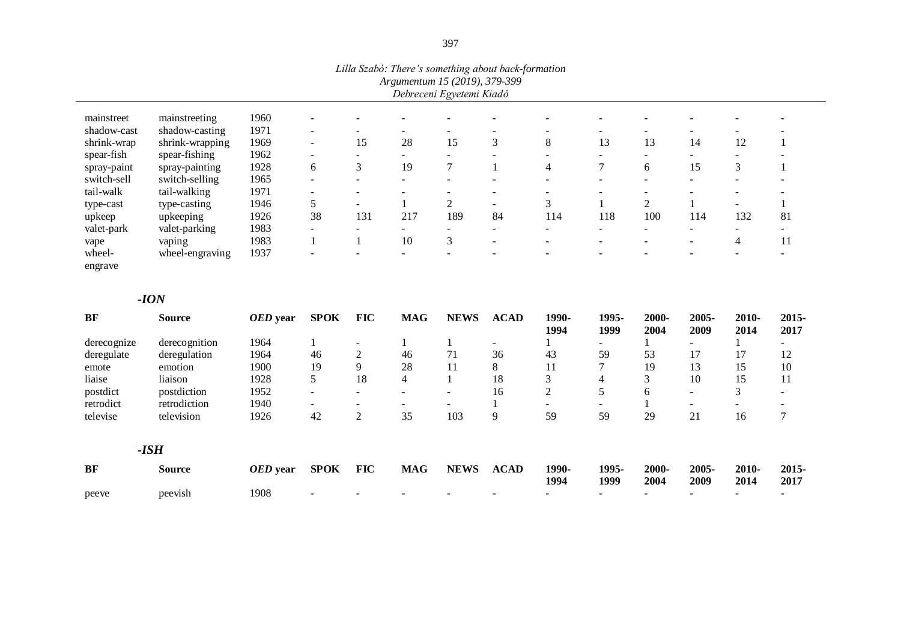| | | | | | | | | | | | | | | |
|---|---|---|---|---|---|---|---|---|---|---|---|---|---|---|
| mainstreet | mainstreeting | 1960 | - | - | - | - | - | - | - | - | - | - | - |
| shadow-cast | shadow-casting | 1971 | - | - | - | - | - | - | - | - | - | - | - |
| shrink-wrap | shrink-wrapping | 1969 | - | 15 | 28 | 15 | 3 | 8 | 13 | 13 | 14 | 12 | 1 |
| spear-fish | spear-fishing | 1962 | - | - | - | - | - | - | - | - | - | - | - |
| spray-paint | spray-painting | 1928 | 6 | 3 | 19 | 7 | 1 | 4 | 7 | 6 | 15 | 3 | 1 |
| switch-sell | switch-selling | 1965 | - | - | - | - | - | - | - | - | - | - | - |
| tail-walk | tail-walking | 1971 | - | - | - | - | - | - | - | - | - | - | - |
| type-cast | type-casting | 1946 | 5 | - | 1 | 2 | - | 3 | 1 | 2 | 1 | - | 1 |
| upkeep | upkeeping | 1926 | 38 | 131 | 217 | 189 | 84 | 114 | 118 | 100 | 114 | 132 | 81 |
| valet-park | valet-parking | 1983 | - | - | - | - | - | - | - | - | - | - | - |
| vape | vaping | 1983 | 1 | 1 | 10 | 3 | - | - | - | - | - | 4 | 11 |
| wheel-engrave | wheel-engraving | 1937 | - | - | - | - | - | - | - | - | - | - | - |

***-ION***

| BF | Source | *OED* year | SPOK | FIC | MAG | NEWS | ACAD | 1990-1994 | 1995-1999 | 2000-2004 | 2005-2009 | 2010-2014 | 2015-2017 |
|---|---|---|---|---|---|---|---|---|---|---|---|---|---|
| derecognize | derecognition | 1964 | 1 | - | 1 | 1 | - | 1 | - | 1 | - | 1 | - |
| deregulate | deregulation | 1964 | 46 | 2 | 46 | 71 | 36 | 43 | 59 | 53 | 17 | 17 | 12 |
| emote | emotion | 1900 | 19 | 9 | 28 | 11 | 8 | 11 | 7 | 19 | 13 | 15 | 10 |
| liaise | liaison | 1928 | 5 | 18 | 4 | 1 | 18 | 3 | 4 | 3 | 10 | 15 | 11 |
| postdict | postdiction | 1952 | - | - | - | - | 16 | 2 | 5 | 6 | - | 3 | - |
| retrodict | retrodiction | 1940 | - | - | - | - | 1 | - | - | 1 | - | - | - |
| televise | television | 1926 | 42 | 2 | 35 | 103 | 9 | 59 | 59 | 29 | 21 | 16 | 7 |

***-ISH***

| BF | Source | *OED* year | SPOK | FIC | MAG | NEWS | ACAD | 1990-1994 | 1995-1999 | 2000-2004 | 2005-2009 | 2010-2014 | 2015-2017 |
|---|---|---|---|---|---|---|---|---|---|---|---|---|---|
| peeve | peevish | 1908 | - | - | - | - | - | - | - | - | - | - | - |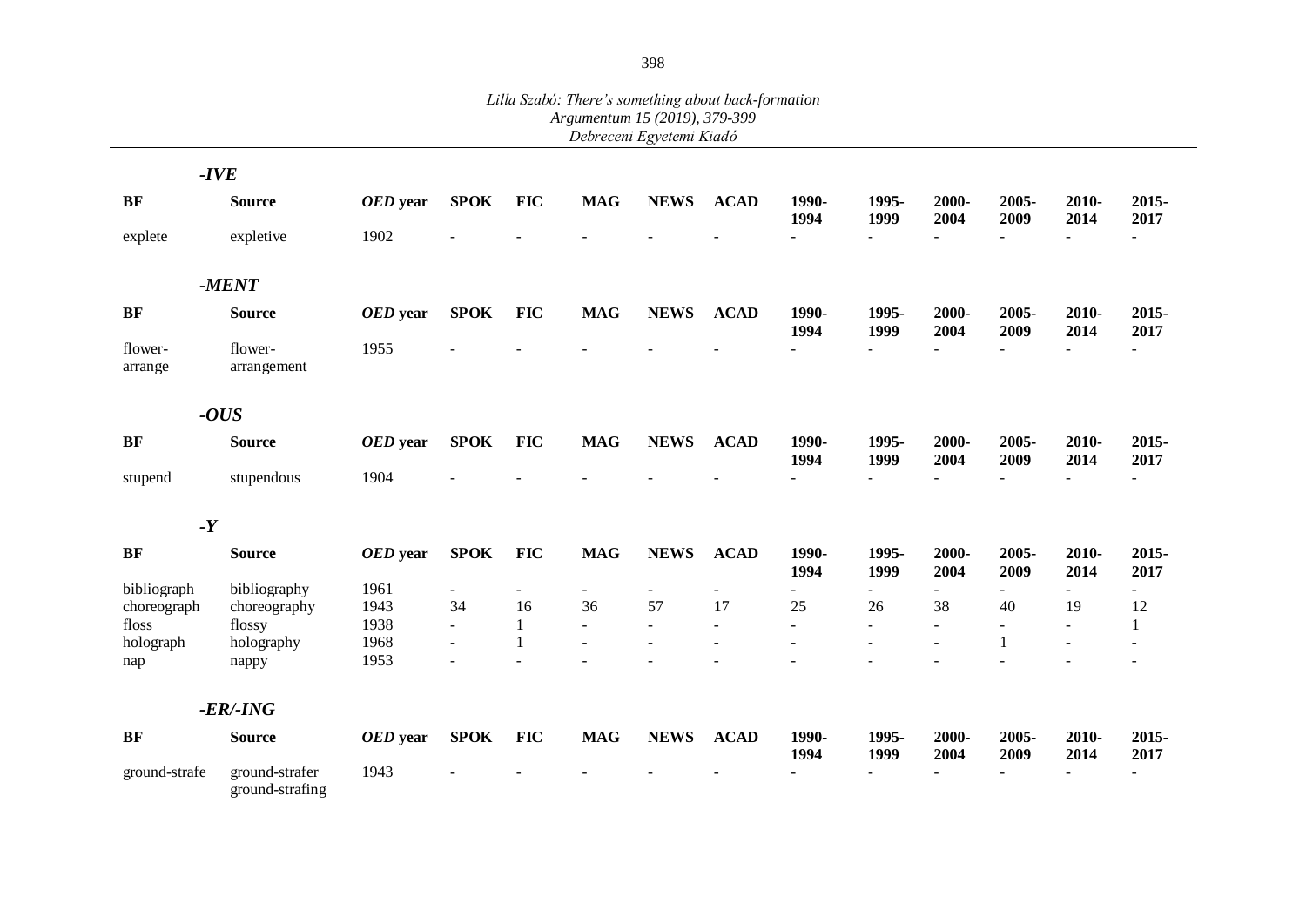***-IVE***

| BF | Source | *OED* year | SPOK | FIC | MAG | NEWS | ACAD | 1990-1994 | 1995-1999 | 2000-2004 | 2005-2009 | 2010-2014 | 2015-2017 |
|---|---|---|---|---|---|---|---|---|---|---|---|---|---|
| explete | expletive | 1902 | - | - | - | - | - | - | - | - | - | - | - |

***-MENT***

| BF | Source | *OED* year | SPOK | FIC | MAG | NEWS | ACAD | 1990-1994 | 1995-1999 | 2000-2004 | 2005-2009 | 2010-2014 | 2015-2017 |
|---|---|---|---|---|---|---|---|---|---|---|---|---|---|
| flower-arrange | flower-arrangement | 1955 | - | - | - | - | - | - | - | - | - | - | - |

***-OUS***

| BF | Source | *OED* year | SPOK | FIC | MAG | NEWS | ACAD | 1990-1994 | 1995-1999 | 2000-2004 | 2005-2009 | 2010-2014 | 2015-2017 |
|---|---|---|---|---|---|---|---|---|---|---|---|---|---|
| stupend | stupendous | 1904 | - | - | - | - | - | - | - | - | - | - | - |

***-Y***

| BF | Source | *OED* year | SPOK | FIC | MAG | NEWS | ACAD | 1990-1994 | 1995-1999 | 2000-2004 | 2005-2009 | 2010-2014 | 2015-2017 |
|---|---|---|---|---|---|---|---|---|---|---|---|---|---|
| bibliograph | bibliography | 1961 | - | - | - | - | - | - | - | - | - | - | - |
| choreograph | choreography | 1943 | 34 | 16 | 36 | 57 | 17 | 25 | 26 | 38 | 40 | 19 | 12 |
| floss | flossy | 1938 | - | 1 | - | - | - | - | - | - | - | - | 1 |
| holograph | holography | 1968 | - | 1 | - | - | - | - | - | - | 1 | - | - |
| nap | nappy | 1953 | - | - | - | - | - | - | - | - | - | - | - |

***-ER/-ING***

| BF | Source | *OED* year | SPOK | FIC | MAG | NEWS | ACAD | 1990-1994 | 1995-1999 | 2000-2004 | 2005-2009 | 2010-2014 | 2015-2017 |
|---|---|---|---|---|---|---|---|---|---|---|---|---|---|
| ground-strafe | ground-strafer ground-strafing | 1943 | - | - | - | - | - | - | - | - | - | - | - |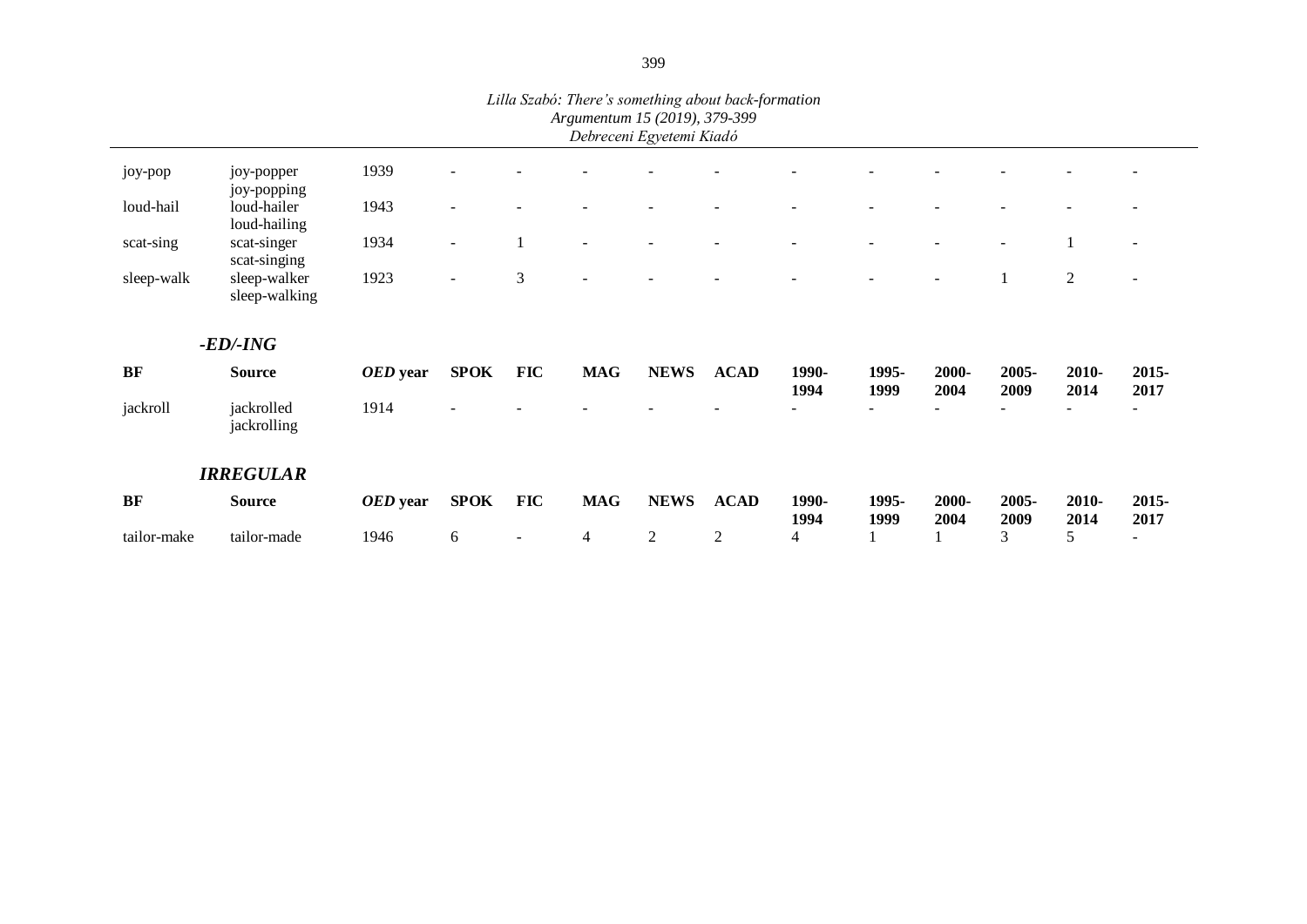| | | | | | | | | | | | | | |
|---|---|---|---|---|---|---|---|---|---|---|---|---|---|
| joy-pop | joy-popper<br>joy-popping | 1939 | - | - | - | - | - | - | - | - | - | - | - |
| loud-hail | loud-hailer<br>loud-hailing | 1943 | - | - | - | - | - | - | - | - | - | - | - |
| scat-sing | scat-singer<br>scat-singing | 1934 | - | 1 | - | - | - | - | - | - | - | 1 | - |
| sleep-walk | sleep-walker<br>sleep-walking | 1923 | - | 3 | - | - | - | - | - | - | 1 | 2 | - |

***-ED/-ING***

| BF | Source | *OED* year | SPOK | FIC | MAG | NEWS | ACAD | 1990-1994 | 1995-1999 | 2000-2004 | 2005-2009 | 2010-2014 | 2015-2017 |
|---|---|---|---|---|---|---|---|---|---|---|---|---|---|
| jackroll | jackrolled<br>jackrolling | 1914 | - | - | - | - | - | - | - | - | - | - | - |

***IRREGULAR***

| BF | Source | *OED* year | SPOK | FIC | MAG | NEWS | ACAD | 1990-1994 | 1995-1999 | 2000-2004 | 2005-2009 | 2010-2014 | 2015-2017 |
|---|---|---|---|---|---|---|---|---|---|---|---|---|---|
| tailor-make | tailor-made | 1946 | 6 | - | 4 | 2 | 2 | 4 | 1 | 1 | 3 | 5 | - |